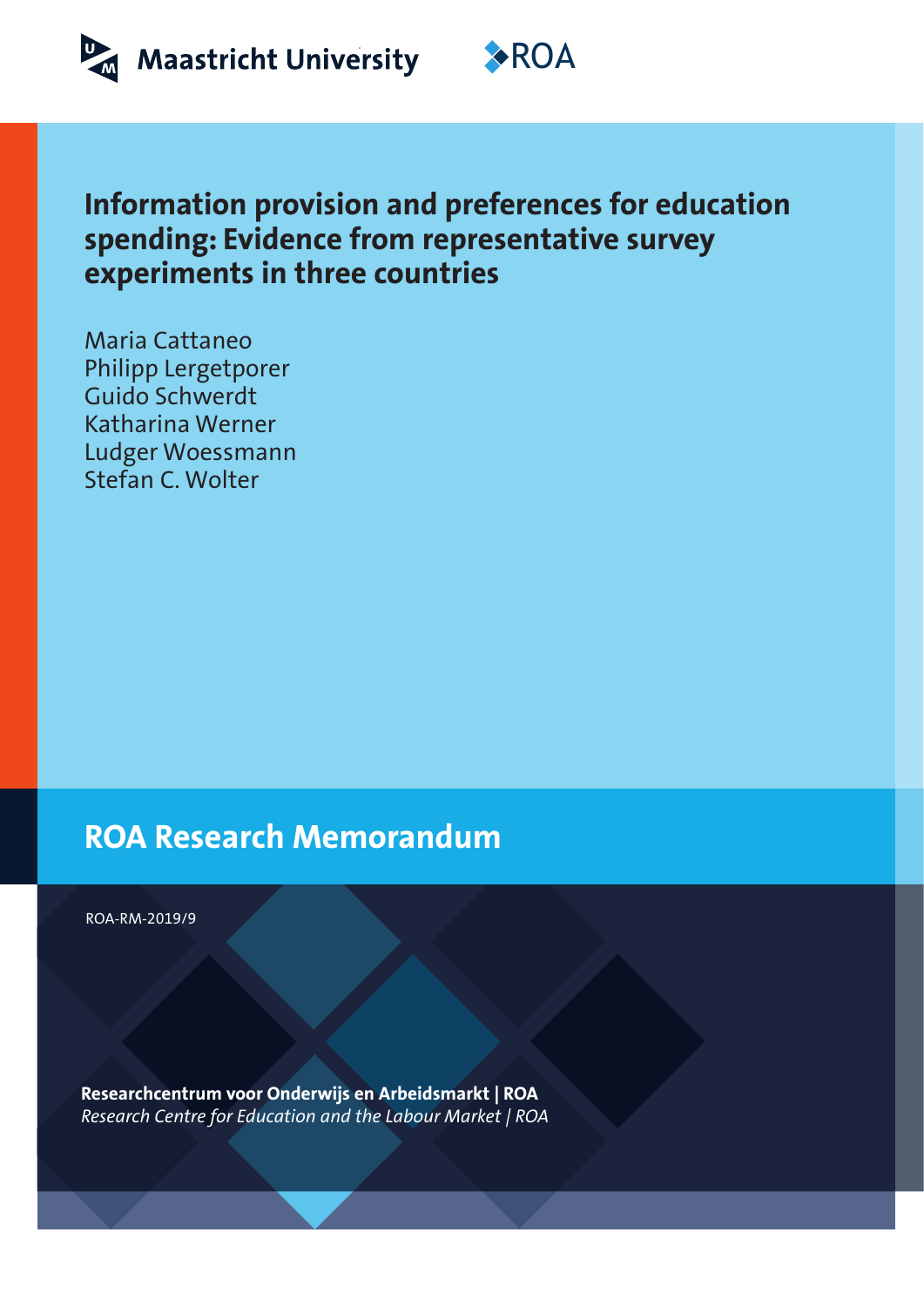Maastricht University

ROA

# Information provision and preferences for education spending: Evidence from representative survey experiments in three countries

Maria Cattaneo
Philipp Lergetporer
Guido Schwerdt
Katharina Werner
Ludger Woessmann
Stefan C. Wolter

## ROA Research Memorandum

ROA-RM-2019/9

**Researchcentrum voor Onderwijs en Arbeidsmarkt | ROA**
*Research Centre for Education and the Labour Market | ROA*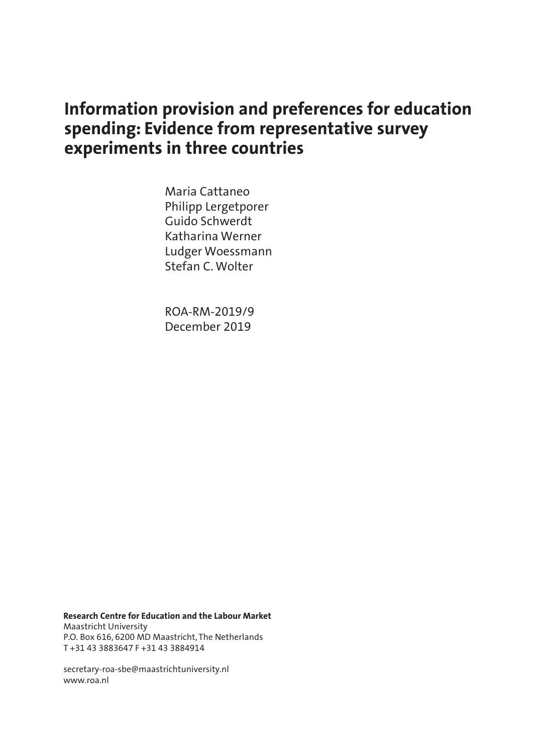# Information provision and preferences for education spending: Evidence from representative survey experiments in three countries

Maria Cattaneo
Philipp Lergetporer
Guido Schwerdt
Katharina Werner
Ludger Woessmann
Stefan C. Wolter

ROA-RM-2019/9
December 2019

**Research Centre for Education and the Labour Market**
Maastricht University
P.O. Box 616, 6200 MD Maastricht, The Netherlands
T +31 43 3883647 F +31 43 3884914

secretary-roa-sbe@maastrichtuniversity.nl
www.roa.nl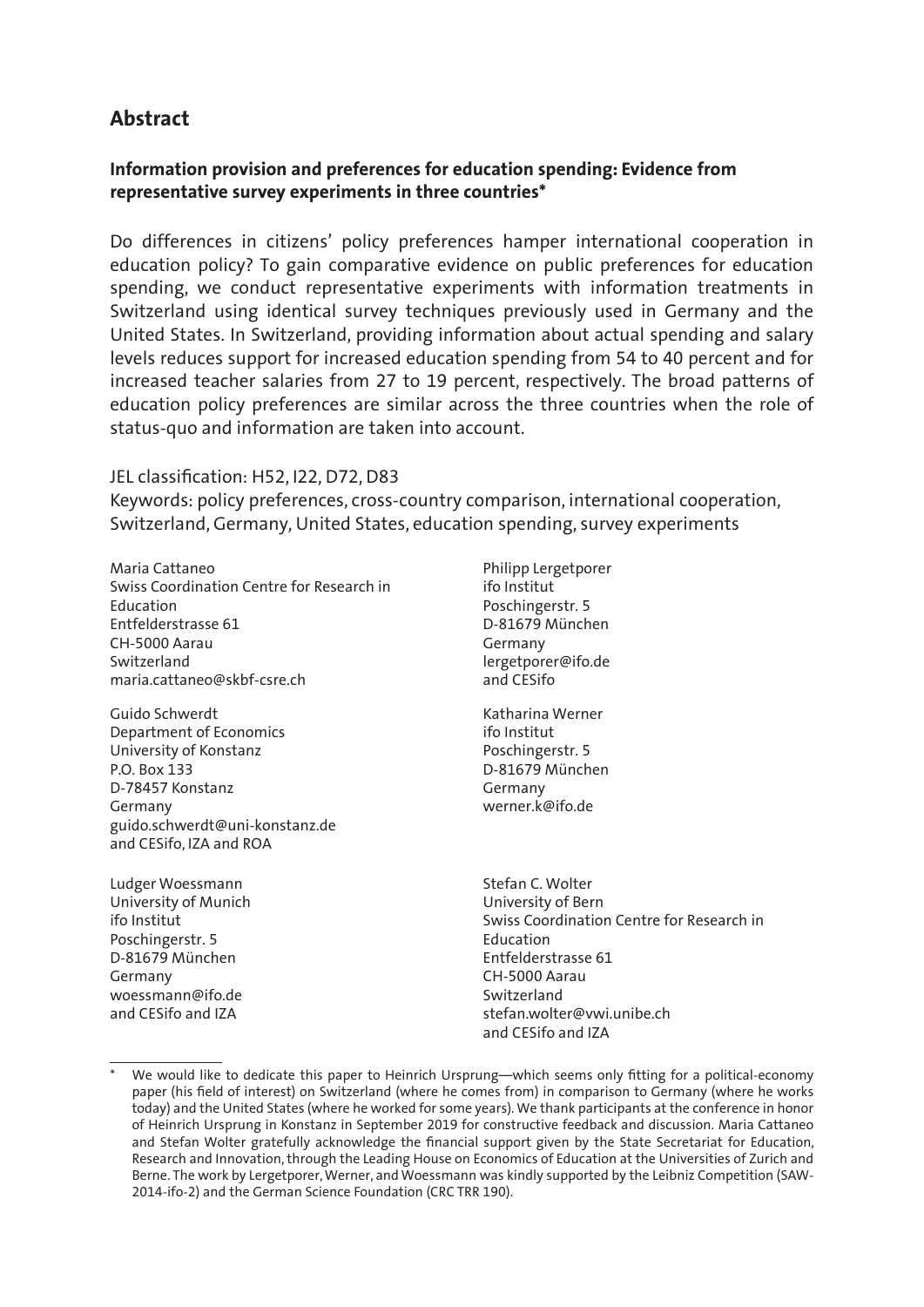## Abstract

**Information provision and preferences for education spending: Evidence from representative survey experiments in three countries***

Do differences in citizens' policy preferences hamper international cooperation in education policy? To gain comparative evidence on public preferences for education spending, we conduct representative experiments with information treatments in Switzerland using identical survey techniques previously used in Germany and the United States. In Switzerland, providing information about actual spending and salary levels reduces support for increased education spending from 54 to 40 percent and for increased teacher salaries from 27 to 19 percent, respectively. The broad patterns of education policy preferences are similar across the three countries when the role of status-quo and information are taken into account.

JEL classification: H52, I22, D72, D83

Keywords: policy preferences, cross-country comparison, international cooperation, Switzerland, Germany, United States, education spending, survey experiments

Maria Cattaneo
Swiss Coordination Centre for Research in Education
Entfelderstrasse 61
CH-5000 Aarau
Switzerland
maria.cattaneo@skbf-csre.ch

Philipp Lergetporer
ifo Institut
Poschingerstr. 5
D-81679 München
Germany
lergetporer@ifo.de
and CESifo

Guido Schwerdt
Department of Economics
University of Konstanz
P.O. Box 133
D-78457 Konstanz
Germany
guido.schwerdt@uni-konstanz.de
and CESifo, IZA and ROA

Katharina Werner
ifo Institut
Poschingerstr. 5
D-81679 München
Germany
werner.k@ifo.de

Ludger Woessmann
University of Munich
ifo Institut
Poschingerstr. 5
D-81679 München
Germany
woessmann@ifo.de
and CESifo and IZA

Stefan C. Wolter
University of Bern
Swiss Coordination Centre for Research in Education
Entfelderstrasse 61
CH-5000 Aarau
Switzerland
stefan.wolter@vwi.unibe.ch
and CESifo and IZA

\* We would like to dedicate this paper to Heinrich Ursprung—which seems only fitting for a political-economy paper (his field of interest) on Switzerland (where he comes from) in comparison to Germany (where he works today) and the United States (where he worked for some years). We thank participants at the conference in honor of Heinrich Ursprung in Konstanz in September 2019 for constructive feedback and discussion. Maria Cattaneo and Stefan Wolter gratefully acknowledge the financial support given by the State Secretariat for Education, Research and Innovation, through the Leading House on Economics of Education at the Universities of Zurich and Berne. The work by Lergetporer, Werner, and Woessmann was kindly supported by the Leibniz Competition (SAW-2014-ifo-2) and the German Science Foundation (CRC TRR 190).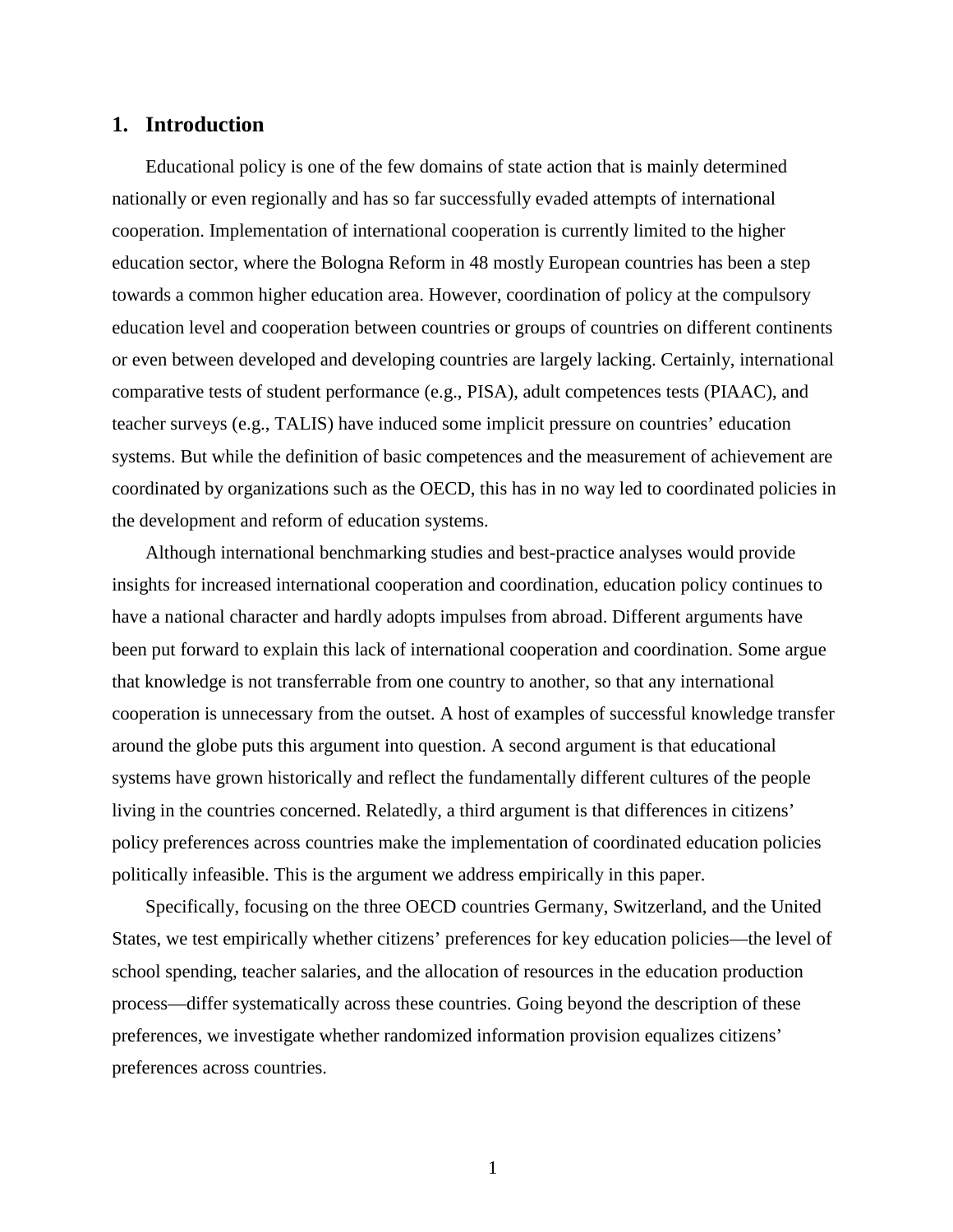# 1. Introduction

Educational policy is one of the few domains of state action that is mainly determined nationally or even regionally and has so far successfully evaded attempts of international cooperation. Implementation of international cooperation is currently limited to the higher education sector, where the Bologna Reform in 48 mostly European countries has been a step towards a common higher education area. However, coordination of policy at the compulsory education level and cooperation between countries or groups of countries on different continents or even between developed and developing countries are largely lacking. Certainly, international comparative tests of student performance (e.g., PISA), adult competences tests (PIAAC), and teacher surveys (e.g., TALIS) have induced some implicit pressure on countries' education systems. But while the definition of basic competences and the measurement of achievement are coordinated by organizations such as the OECD, this has in no way led to coordinated policies in the development and reform of education systems.

Although international benchmarking studies and best-practice analyses would provide insights for increased international cooperation and coordination, education policy continues to have a national character and hardly adopts impulses from abroad. Different arguments have been put forward to explain this lack of international cooperation and coordination. Some argue that knowledge is not transferrable from one country to another, so that any international cooperation is unnecessary from the outset. A host of examples of successful knowledge transfer around the globe puts this argument into question. A second argument is that educational systems have grown historically and reflect the fundamentally different cultures of the people living in the countries concerned. Relatedly, a third argument is that differences in citizens' policy preferences across countries make the implementation of coordinated education policies politically infeasible. This is the argument we address empirically in this paper.

Specifically, focusing on the three OECD countries Germany, Switzerland, and the United States, we test empirically whether citizens' preferences for key education policies—the level of school spending, teacher salaries, and the allocation of resources in the education production process—differ systematically across these countries. Going beyond the description of these preferences, we investigate whether randomized information provision equalizes citizens' preferences across countries.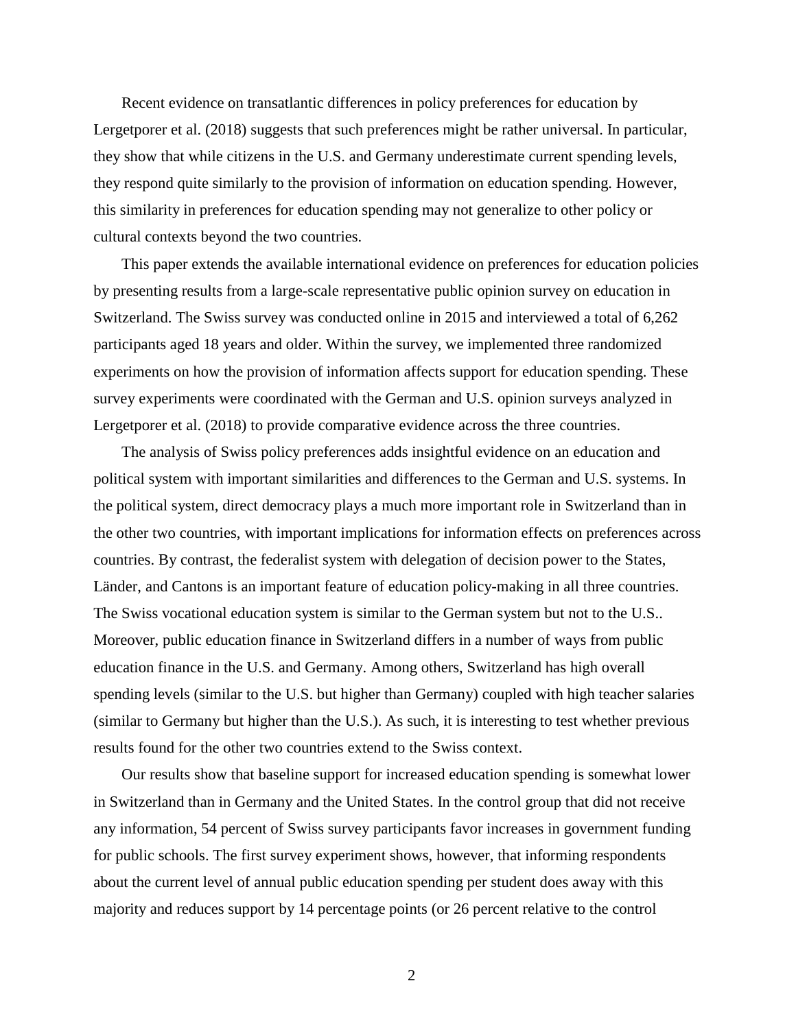Recent evidence on transatlantic differences in policy preferences for education by Lergetporer et al. (2018) suggests that such preferences might be rather universal. In particular, they show that while citizens in the U.S. and Germany underestimate current spending levels, they respond quite similarly to the provision of information on education spending. However, this similarity in preferences for education spending may not generalize to other policy or cultural contexts beyond the two countries.

This paper extends the available international evidence on preferences for education policies by presenting results from a large-scale representative public opinion survey on education in Switzerland. The Swiss survey was conducted online in 2015 and interviewed a total of 6,262 participants aged 18 years and older. Within the survey, we implemented three randomized experiments on how the provision of information affects support for education spending. These survey experiments were coordinated with the German and U.S. opinion surveys analyzed in Lergetporer et al. (2018) to provide comparative evidence across the three countries.

The analysis of Swiss policy preferences adds insightful evidence on an education and political system with important similarities and differences to the German and U.S. systems. In the political system, direct democracy plays a much more important role in Switzerland than in the other two countries, with important implications for information effects on preferences across countries. By contrast, the federalist system with delegation of decision power to the States, Länder, and Cantons is an important feature of education policy-making in all three countries. The Swiss vocational education system is similar to the German system but not to the U.S.. Moreover, public education finance in Switzerland differs in a number of ways from public education finance in the U.S. and Germany. Among others, Switzerland has high overall spending levels (similar to the U.S. but higher than Germany) coupled with high teacher salaries (similar to Germany but higher than the U.S.). As such, it is interesting to test whether previous results found for the other two countries extend to the Swiss context.

Our results show that baseline support for increased education spending is somewhat lower in Switzerland than in Germany and the United States. In the control group that did not receive any information, 54 percent of Swiss survey participants favor increases in government funding for public schools. The first survey experiment shows, however, that informing respondents about the current level of annual public education spending per student does away with this majority and reduces support by 14 percentage points (or 26 percent relative to the control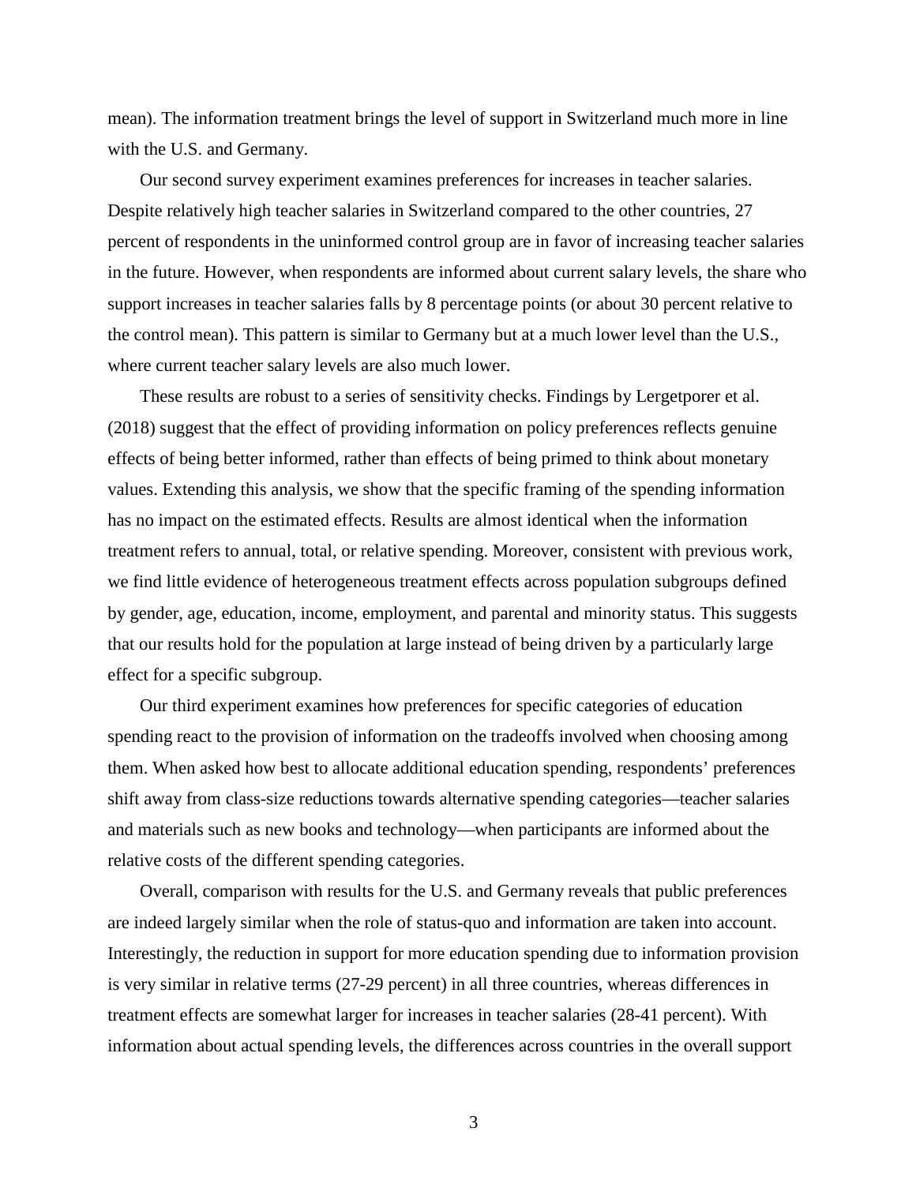mean). The information treatment brings the level of support in Switzerland much more in line with the U.S. and Germany.

Our second survey experiment examines preferences for increases in teacher salaries. Despite relatively high teacher salaries in Switzerland compared to the other countries, 27 percent of respondents in the uninformed control group are in favor of increasing teacher salaries in the future. However, when respondents are informed about current salary levels, the share who support increases in teacher salaries falls by 8 percentage points (or about 30 percent relative to the control mean). This pattern is similar to Germany but at a much lower level than the U.S., where current teacher salary levels are also much lower.

These results are robust to a series of sensitivity checks. Findings by Lergetporer et al. (2018) suggest that the effect of providing information on policy preferences reflects genuine effects of being better informed, rather than effects of being primed to think about monetary values. Extending this analysis, we show that the specific framing of the spending information has no impact on the estimated effects. Results are almost identical when the information treatment refers to annual, total, or relative spending. Moreover, consistent with previous work, we find little evidence of heterogeneous treatment effects across population subgroups defined by gender, age, education, income, employment, and parental and minority status. This suggests that our results hold for the population at large instead of being driven by a particularly large effect for a specific subgroup.

Our third experiment examines how preferences for specific categories of education spending react to the provision of information on the tradeoffs involved when choosing among them. When asked how best to allocate additional education spending, respondents' preferences shift away from class-size reductions towards alternative spending categories—teacher salaries and materials such as new books and technology—when participants are informed about the relative costs of the different spending categories.

Overall, comparison with results for the U.S. and Germany reveals that public preferences are indeed largely similar when the role of status-quo and information are taken into account. Interestingly, the reduction in support for more education spending due to information provision is very similar in relative terms (27-29 percent) in all three countries, whereas differences in treatment effects are somewhat larger for increases in teacher salaries (28-41 percent). With information about actual spending levels, the differences across countries in the overall support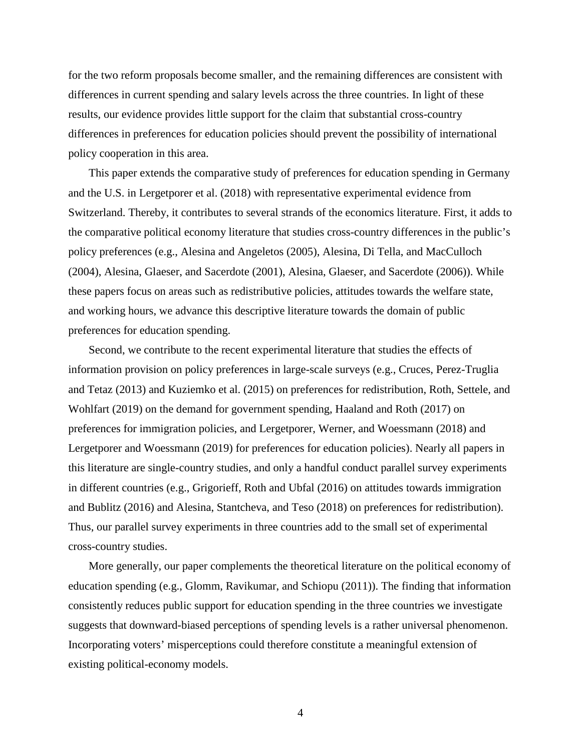for the two reform proposals become smaller, and the remaining differences are consistent with differences in current spending and salary levels across the three countries. In light of these results, our evidence provides little support for the claim that substantial cross-country differences in preferences for education policies should prevent the possibility of international policy cooperation in this area.

This paper extends the comparative study of preferences for education spending in Germany and the U.S. in Lergetporer et al. (2018) with representative experimental evidence from Switzerland. Thereby, it contributes to several strands of the economics literature. First, it adds to the comparative political economy literature that studies cross-country differences in the public's policy preferences (e.g., Alesina and Angeletos (2005), Alesina, Di Tella, and MacCulloch (2004), Alesina, Glaeser, and Sacerdote (2001), Alesina, Glaeser, and Sacerdote (2006)). While these papers focus on areas such as redistributive policies, attitudes towards the welfare state, and working hours, we advance this descriptive literature towards the domain of public preferences for education spending.

Second, we contribute to the recent experimental literature that studies the effects of information provision on policy preferences in large-scale surveys (e.g., Cruces, Perez-Truglia and Tetaz (2013) and Kuziemko et al. (2015) on preferences for redistribution, Roth, Settele, and Wohlfart (2019) on the demand for government spending, Haaland and Roth (2017) on preferences for immigration policies, and Lergetporer, Werner, and Woessmann (2018) and Lergetporer and Woessmann (2019) for preferences for education policies). Nearly all papers in this literature are single-country studies, and only a handful conduct parallel survey experiments in different countries (e.g., Grigorieff, Roth and Ubfal (2016) on attitudes towards immigration and Bublitz (2016) and Alesina, Stantcheva, and Teso (2018) on preferences for redistribution). Thus, our parallel survey experiments in three countries add to the small set of experimental cross-country studies.

More generally, our paper complements the theoretical literature on the political economy of education spending (e.g., Glomm, Ravikumar, and Schiopu (2011)). The finding that information consistently reduces public support for education spending in the three countries we investigate suggests that downward-biased perceptions of spending levels is a rather universal phenomenon. Incorporating voters' misperceptions could therefore constitute a meaningful extension of existing political-economy models.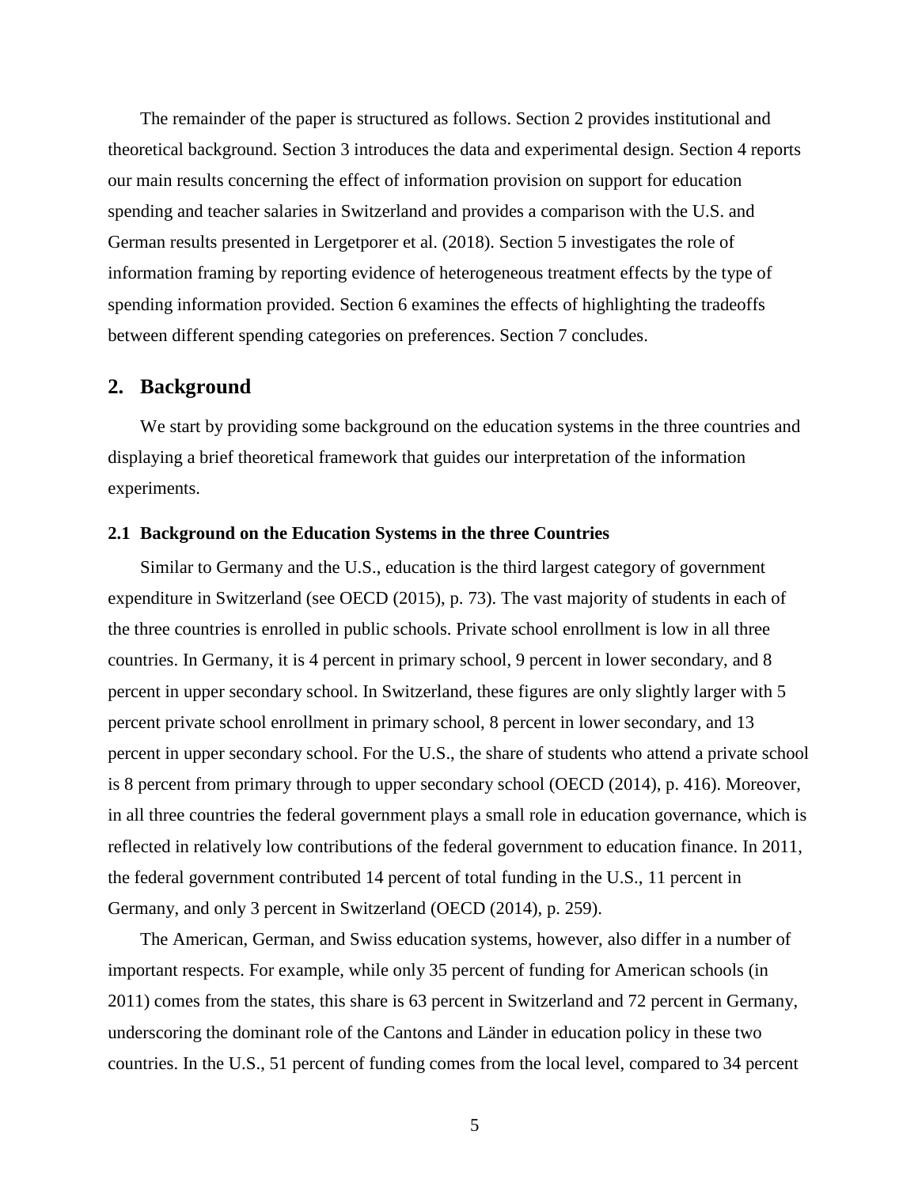The remainder of the paper is structured as follows. Section 2 provides institutional and theoretical background. Section 3 introduces the data and experimental design. Section 4 reports our main results concerning the effect of information provision on support for education spending and teacher salaries in Switzerland and provides a comparison with the U.S. and German results presented in Lergetporer et al. (2018). Section 5 investigates the role of information framing by reporting evidence of heterogeneous treatment effects by the type of spending information provided. Section 6 examines the effects of highlighting the tradeoffs between different spending categories on preferences. Section 7 concludes.

## 2. Background

We start by providing some background on the education systems in the three countries and displaying a brief theoretical framework that guides our interpretation of the information experiments.

### 2.1 Background on the Education Systems in the three Countries

Similar to Germany and the U.S., education is the third largest category of government expenditure in Switzerland (see OECD (2015), p. 73). The vast majority of students in each of the three countries is enrolled in public schools. Private school enrollment is low in all three countries. In Germany, it is 4 percent in primary school, 9 percent in lower secondary, and 8 percent in upper secondary school. In Switzerland, these figures are only slightly larger with 5 percent private school enrollment in primary school, 8 percent in lower secondary, and 13 percent in upper secondary school. For the U.S., the share of students who attend a private school is 8 percent from primary through to upper secondary school (OECD (2014), p. 416). Moreover, in all three countries the federal government plays a small role in education governance, which is reflected in relatively low contributions of the federal government to education finance. In 2011, the federal government contributed 14 percent of total funding in the U.S., 11 percent in Germany, and only 3 percent in Switzerland (OECD (2014), p. 259).

The American, German, and Swiss education systems, however, also differ in a number of important respects. For example, while only 35 percent of funding for American schools (in 2011) comes from the states, this share is 63 percent in Switzerland and 72 percent in Germany, underscoring the dominant role of the Cantons and Länder in education policy in these two countries. In the U.S., 51 percent of funding comes from the local level, compared to 34 percent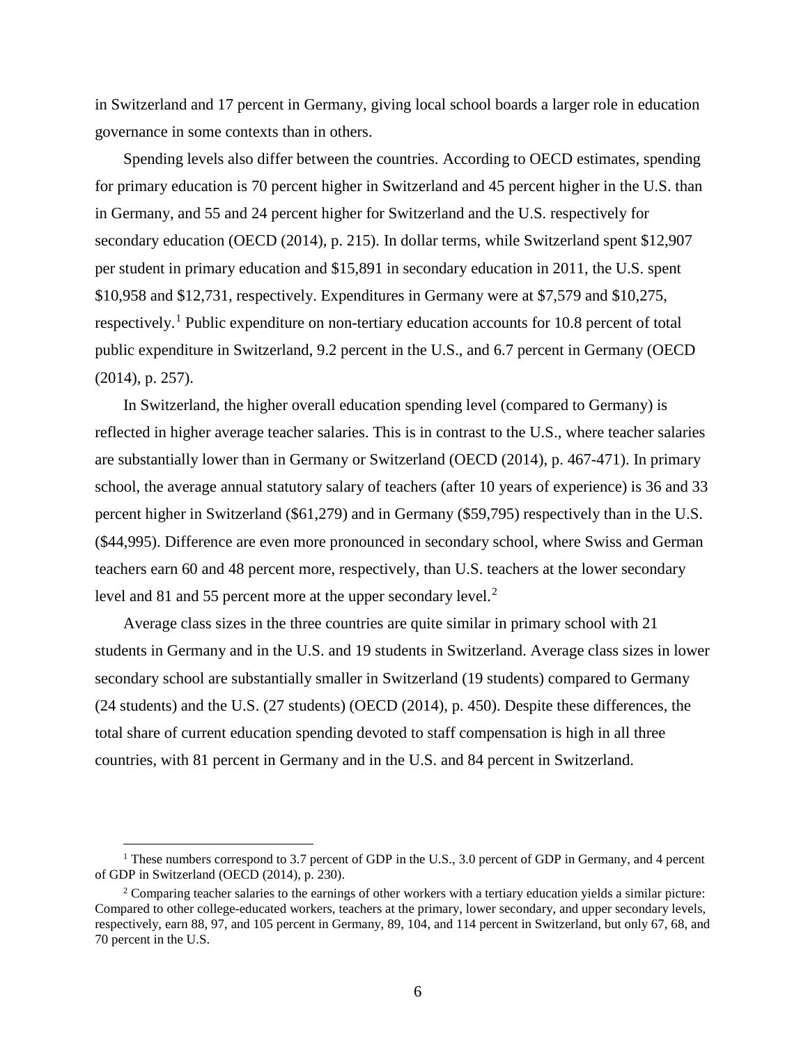in Switzerland and 17 percent in Germany, giving local school boards a larger role in education governance in some contexts than in others.

Spending levels also differ between the countries. According to OECD estimates, spending for primary education is 70 percent higher in Switzerland and 45 percent higher in the U.S. than in Germany, and 55 and 24 percent higher for Switzerland and the U.S. respectively for secondary education (OECD (2014), p. 215). In dollar terms, while Switzerland spent $12,907 per student in primary education and $15,891 in secondary education in 2011, the U.S. spent $10,958 and $12,731, respectively. Expenditures in Germany were at $7,579 and $10,275, respectively.[1] Public expenditure on non-tertiary education accounts for 10.8 percent of total public expenditure in Switzerland, 9.2 percent in the U.S., and 6.7 percent in Germany (OECD (2014), p. 257).

In Switzerland, the higher overall education spending level (compared to Germany) is reflected in higher average teacher salaries. This is in contrast to the U.S., where teacher salaries are substantially lower than in Germany or Switzerland (OECD (2014), p. 467-471). In primary school, the average annual statutory salary of teachers (after 10 years of experience) is 36 and 33 percent higher in Switzerland ($61,279) and in Germany ($59,795) respectively than in the U.S. ($44,995). Difference are even more pronounced in secondary school, where Swiss and German teachers earn 60 and 48 percent more, respectively, than U.S. teachers at the lower secondary level and 81 and 55 percent more at the upper secondary level.[2]

Average class sizes in the three countries are quite similar in primary school with 21 students in Germany and in the U.S. and 19 students in Switzerland. Average class sizes in lower secondary school are substantially smaller in Switzerland (19 students) compared to Germany (24 students) and the U.S. (27 students) (OECD (2014), p. 450). Despite these differences, the total share of current education spending devoted to staff compensation is high in all three countries, with 81 percent in Germany and in the U.S. and 84 percent in Switzerland.

---

[1] These numbers correspond to 3.7 percent of GDP in the U.S., 3.0 percent of GDP in Germany, and 4 percent of GDP in Switzerland (OECD (2014), p. 230).

[2] Comparing teacher salaries to the earnings of other workers with a tertiary education yields a similar picture: Compared to other college-educated workers, teachers at the primary, lower secondary, and upper secondary levels, respectively, earn 88, 97, and 105 percent in Germany, 89, 104, and 114 percent in Switzerland, but only 67, 68, and 70 percent in the U.S.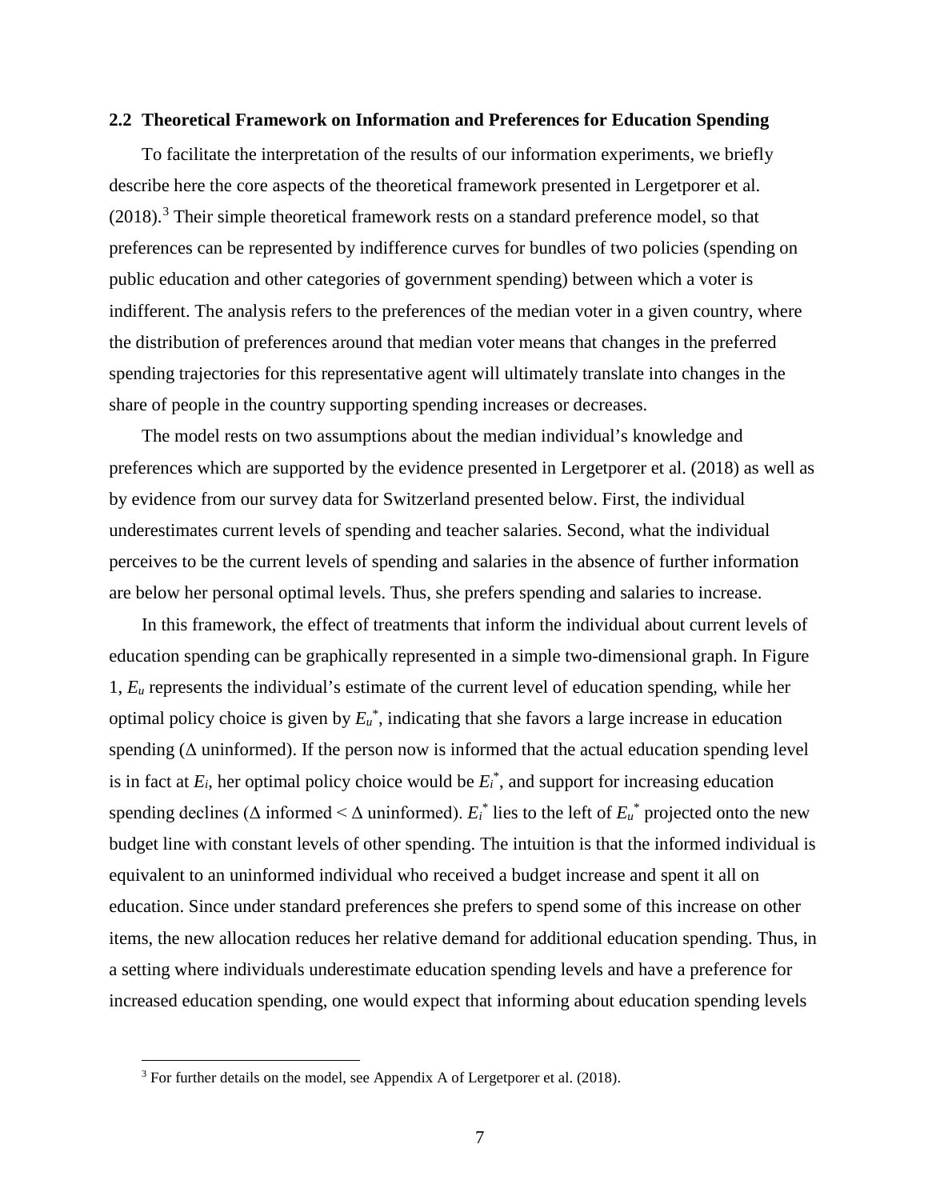### 2.2 Theoretical Framework on Information and Preferences for Education Spending

To facilitate the interpretation of the results of our information experiments, we briefly describe here the core aspects of the theoretical framework presented in Lergetporer et al. (2018).[3] Their simple theoretical framework rests on a standard preference model, so that preferences can be represented by indifference curves for bundles of two policies (spending on public education and other categories of government spending) between which a voter is indifferent. The analysis refers to the preferences of the median voter in a given country, where the distribution of preferences around that median voter means that changes in the preferred spending trajectories for this representative agent will ultimately translate into changes in the share of people in the country supporting spending increases or decreases.

The model rests on two assumptions about the median individual's knowledge and preferences which are supported by the evidence presented in Lergetporer et al. (2018) as well as by evidence from our survey data for Switzerland presented below. First, the individual underestimates current levels of spending and teacher salaries. Second, what the individual perceives to be the current levels of spending and salaries in the absence of further information are below her personal optimal levels. Thus, she prefers spending and salaries to increase.

In this framework, the effect of treatments that inform the individual about current levels of education spending can be graphically represented in a simple two-dimensional graph. In Figure 1, $E_u$ represents the individual's estimate of the current level of education spending, while her optimal policy choice is given by $E_u^*$, indicating that she favors a large increase in education spending ($\Delta$ uninformed). If the person now is informed that the actual education spending level is in fact at $E_i$, her optimal policy choice would be $E_i^*$, and support for increasing education spending declines ($\Delta$ informed < $\Delta$ uninformed). $E_i^*$ lies to the left of $E_u^*$ projected onto the new budget line with constant levels of other spending. The intuition is that the informed individual is equivalent to an uninformed individual who received a budget increase and spent it all on education. Since under standard preferences she prefers to spend some of this increase on other items, the new allocation reduces her relative demand for additional education spending. Thus, in a setting where individuals underestimate education spending levels and have a preference for increased education spending, one would expect that informing about education spending levels

[3] For further details on the model, see Appendix A of Lergetporer et al. (2018).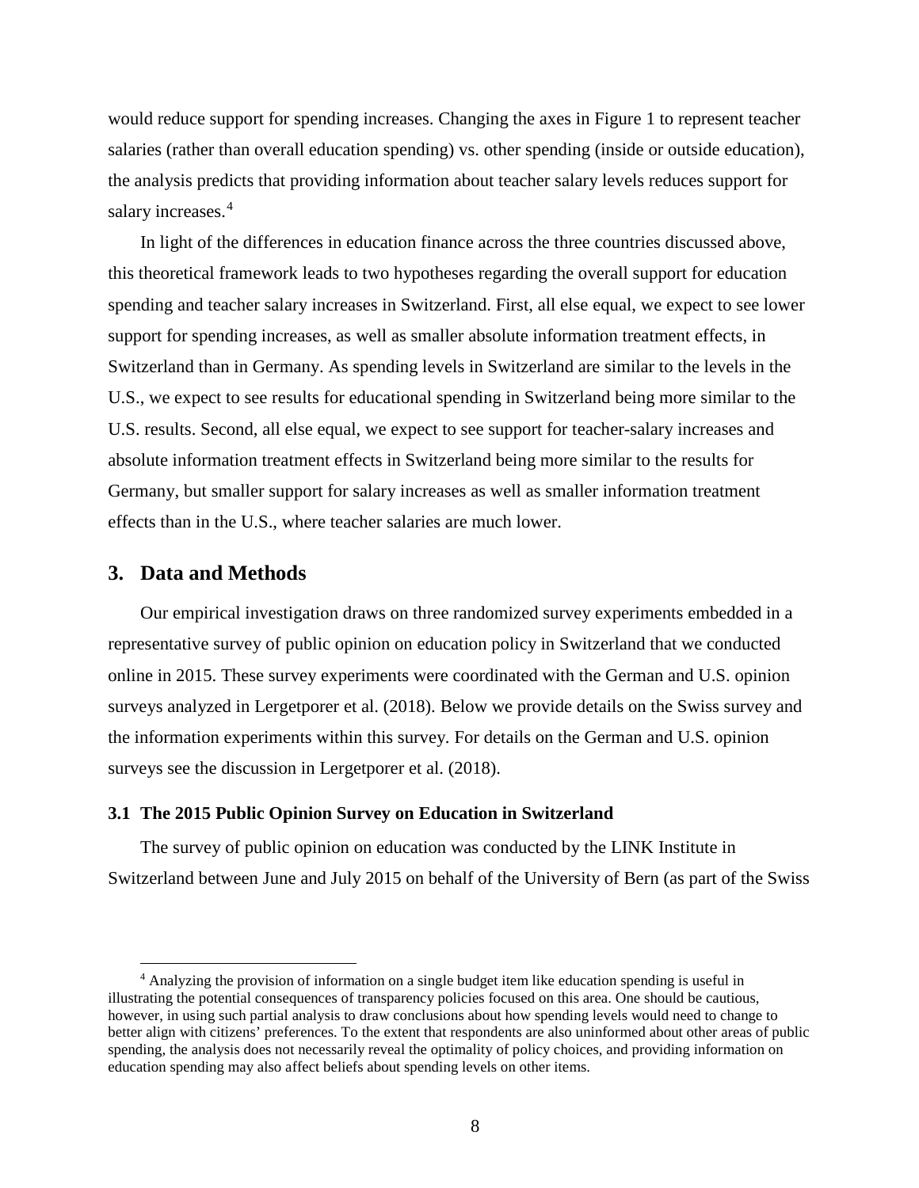would reduce support for spending increases. Changing the axes in Figure 1 to represent teacher salaries (rather than overall education spending) vs. other spending (inside or outside education), the analysis predicts that providing information about teacher salary levels reduces support for salary increases.[4]

In light of the differences in education finance across the three countries discussed above, this theoretical framework leads to two hypotheses regarding the overall support for education spending and teacher salary increases in Switzerland. First, all else equal, we expect to see lower support for spending increases, as well as smaller absolute information treatment effects, in Switzerland than in Germany. As spending levels in Switzerland are similar to the levels in the U.S., we expect to see results for educational spending in Switzerland being more similar to the U.S. results. Second, all else equal, we expect to see support for teacher-salary increases and absolute information treatment effects in Switzerland being more similar to the results for Germany, but smaller support for salary increases as well as smaller information treatment effects than in the U.S., where teacher salaries are much lower.

## 3. Data and Methods

Our empirical investigation draws on three randomized survey experiments embedded in a representative survey of public opinion on education policy in Switzerland that we conducted online in 2015. These survey experiments were coordinated with the German and U.S. opinion surveys analyzed in Lergetporer et al. (2018). Below we provide details on the Swiss survey and the information experiments within this survey. For details on the German and U.S. opinion surveys see the discussion in Lergetporer et al. (2018).

### 3.1 The 2015 Public Opinion Survey on Education in Switzerland

The survey of public opinion on education was conducted by the LINK Institute in Switzerland between June and July 2015 on behalf of the University of Bern (as part of the Swiss

[4] Analyzing the provision of information on a single budget item like education spending is useful in illustrating the potential consequences of transparency policies focused on this area. One should be cautious, however, in using such partial analysis to draw conclusions about how spending levels would need to change to better align with citizens' preferences. To the extent that respondents are also uninformed about other areas of public spending, the analysis does not necessarily reveal the optimality of policy choices, and providing information on education spending may also affect beliefs about spending levels on other items.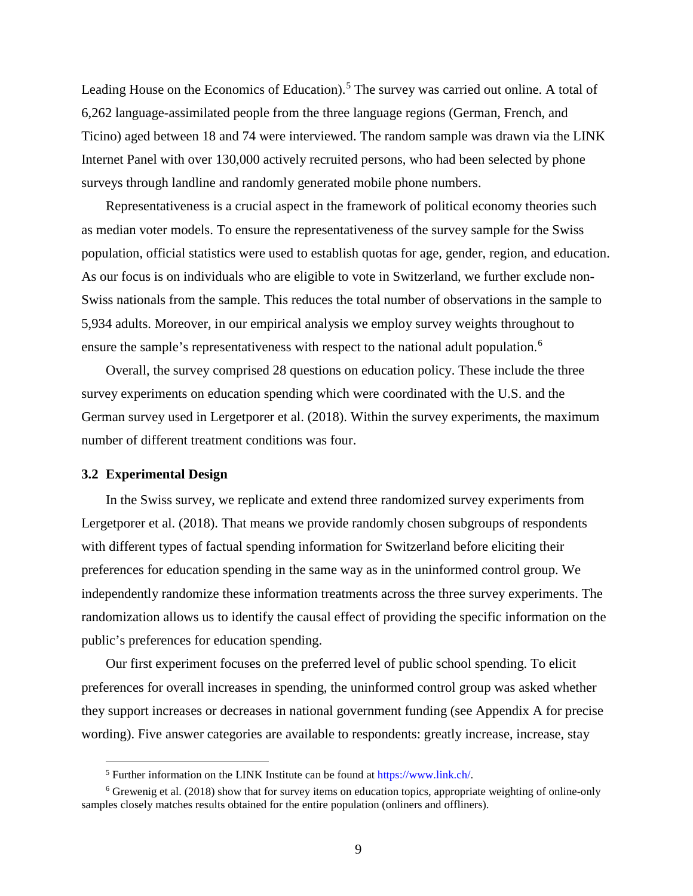Leading House on the Economics of Education).[5] The survey was carried out online. A total of 6,262 language-assimilated people from the three language regions (German, French, and Ticino) aged between 18 and 74 were interviewed. The random sample was drawn via the LINK Internet Panel with over 130,000 actively recruited persons, who had been selected by phone surveys through landline and randomly generated mobile phone numbers.

Representativeness is a crucial aspect in the framework of political economy theories such as median voter models. To ensure the representativeness of the survey sample for the Swiss population, official statistics were used to establish quotas for age, gender, region, and education. As our focus is on individuals who are eligible to vote in Switzerland, we further exclude non-Swiss nationals from the sample. This reduces the total number of observations in the sample to 5,934 adults. Moreover, in our empirical analysis we employ survey weights throughout to ensure the sample's representativeness with respect to the national adult population.[6]

Overall, the survey comprised 28 questions on education policy. These include the three survey experiments on education spending which were coordinated with the U.S. and the German survey used in Lergetporer et al. (2018). Within the survey experiments, the maximum number of different treatment conditions was four.

### 3.2 Experimental Design

In the Swiss survey, we replicate and extend three randomized survey experiments from Lergetporer et al. (2018). That means we provide randomly chosen subgroups of respondents with different types of factual spending information for Switzerland before eliciting their preferences for education spending in the same way as in the uninformed control group. We independently randomize these information treatments across the three survey experiments. The randomization allows us to identify the causal effect of providing the specific information on the public's preferences for education spending.

Our first experiment focuses on the preferred level of public school spending. To elicit preferences for overall increases in spending, the uninformed control group was asked whether they support increases or decreases in national government funding (see Appendix A for precise wording). Five answer categories are available to respondents: greatly increase, increase, stay

---

[5] Further information on the LINK Institute can be found at https://www.link.ch/.

[6] Grewenig et al. (2018) show that for survey items on education topics, appropriate weighting of online-only samples closely matches results obtained for the entire population (onliners and offliners).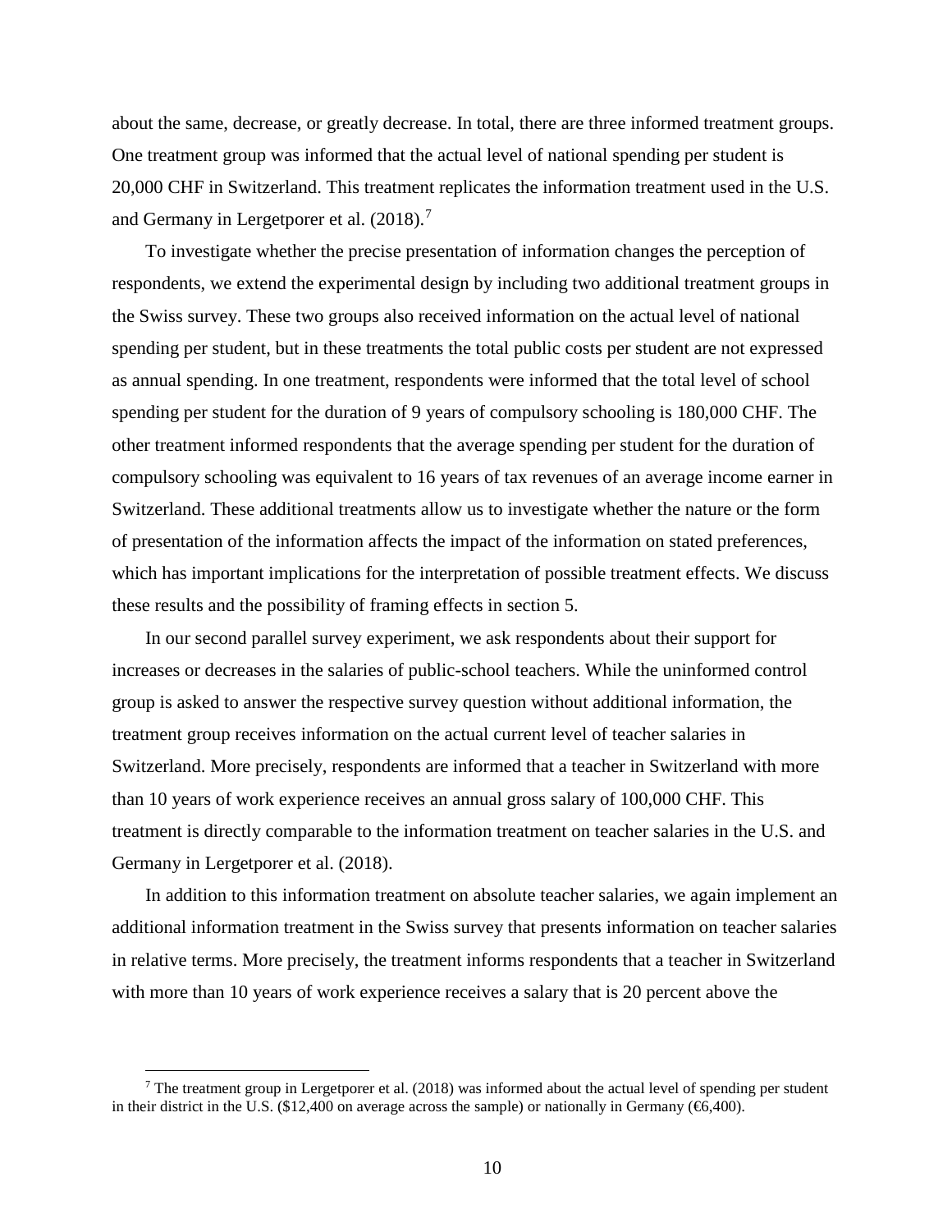about the same, decrease, or greatly decrease. In total, there are three informed treatment groups. One treatment group was informed that the actual level of national spending per student is 20,000 CHF in Switzerland. This treatment replicates the information treatment used in the U.S. and Germany in Lergetporer et al. (2018).[7]

To investigate whether the precise presentation of information changes the perception of respondents, we extend the experimental design by including two additional treatment groups in the Swiss survey. These two groups also received information on the actual level of national spending per student, but in these treatments the total public costs per student are not expressed as annual spending. In one treatment, respondents were informed that the total level of school spending per student for the duration of 9 years of compulsory schooling is 180,000 CHF. The other treatment informed respondents that the average spending per student for the duration of compulsory schooling was equivalent to 16 years of tax revenues of an average income earner in Switzerland. These additional treatments allow us to investigate whether the nature or the form of presentation of the information affects the impact of the information on stated preferences, which has important implications for the interpretation of possible treatment effects. We discuss these results and the possibility of framing effects in section 5.

In our second parallel survey experiment, we ask respondents about their support for increases or decreases in the salaries of public-school teachers. While the uninformed control group is asked to answer the respective survey question without additional information, the treatment group receives information on the actual current level of teacher salaries in Switzerland. More precisely, respondents are informed that a teacher in Switzerland with more than 10 years of work experience receives an annual gross salary of 100,000 CHF. This treatment is directly comparable to the information treatment on teacher salaries in the U.S. and Germany in Lergetporer et al. (2018).

In addition to this information treatment on absolute teacher salaries, we again implement an additional information treatment in the Swiss survey that presents information on teacher salaries in relative terms. More precisely, the treatment informs respondents that a teacher in Switzerland with more than 10 years of work experience receives a salary that is 20 percent above the

[7] The treatment group in Lergetporer et al. (2018) was informed about the actual level of spending per student in their district in the U.S. ($12,400 on average across the sample) or nationally in Germany (€6,400).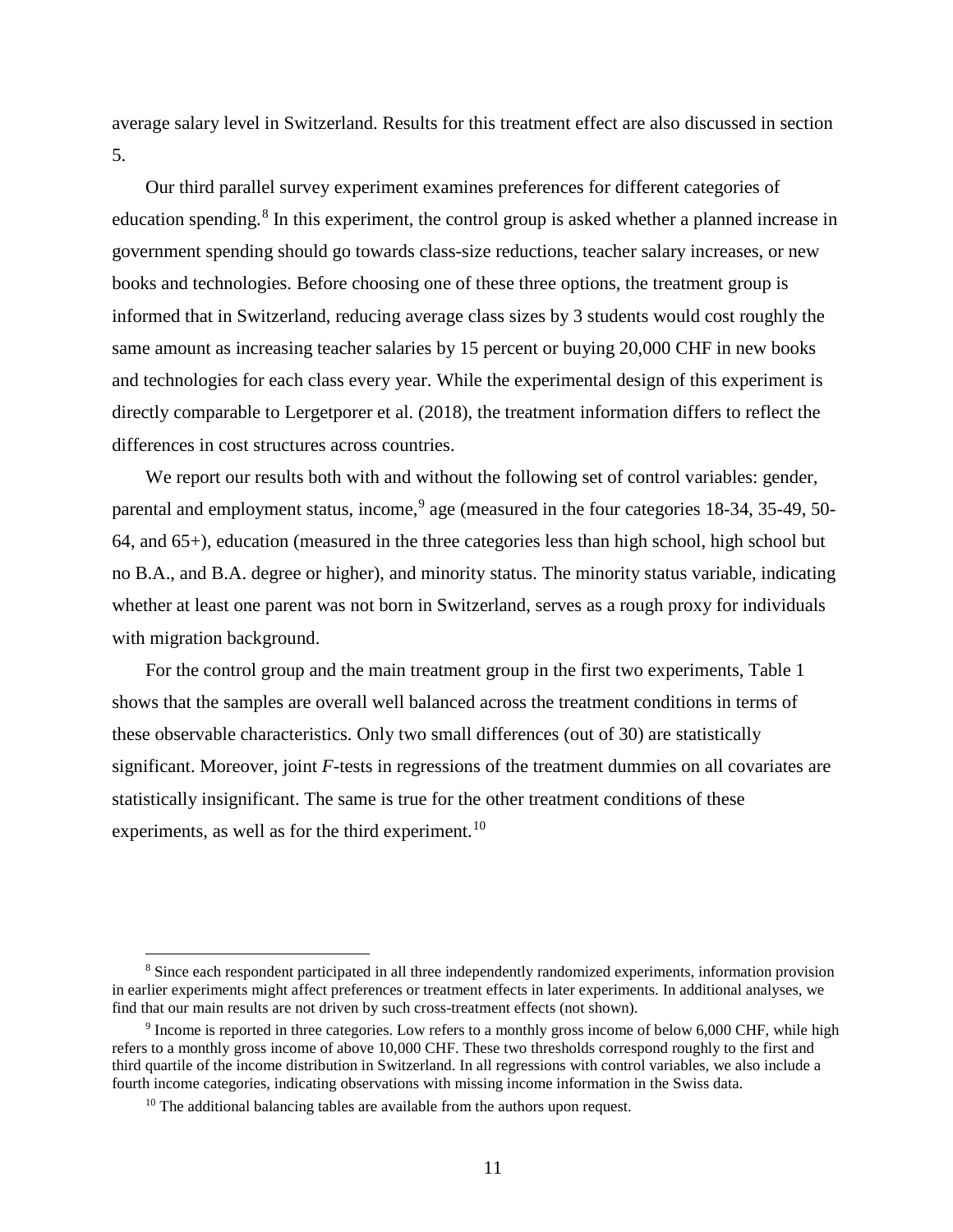average salary level in Switzerland. Results for this treatment effect are also discussed in section 5.

Our third parallel survey experiment examines preferences for different categories of education spending.[8] In this experiment, the control group is asked whether a planned increase in government spending should go towards class-size reductions, teacher salary increases, or new books and technologies. Before choosing one of these three options, the treatment group is informed that in Switzerland, reducing average class sizes by 3 students would cost roughly the same amount as increasing teacher salaries by 15 percent or buying 20,000 CHF in new books and technologies for each class every year. While the experimental design of this experiment is directly comparable to Lergetporer et al. (2018), the treatment information differs to reflect the differences in cost structures across countries.

We report our results both with and without the following set of control variables: gender, parental and employment status, income,[9] age (measured in the four categories 18-34, 35-49, 50-64, and 65+), education (measured in the three categories less than high school, high school but no B.A., and B.A. degree or higher), and minority status. The minority status variable, indicating whether at least one parent was not born in Switzerland, serves as a rough proxy for individuals with migration background.

For the control group and the main treatment group in the first two experiments, Table 1 shows that the samples are overall well balanced across the treatment conditions in terms of these observable characteristics. Only two small differences (out of 30) are statistically significant. Moreover, joint *F*-tests in regressions of the treatment dummies on all covariates are statistically insignificant. The same is true for the other treatment conditions of these experiments, as well as for the third experiment.[10]

---

[8] Since each respondent participated in all three independently randomized experiments, information provision in earlier experiments might affect preferences or treatment effects in later experiments. In additional analyses, we find that our main results are not driven by such cross-treatment effects (not shown).

[9] Income is reported in three categories. Low refers to a monthly gross income of below 6,000 CHF, while high refers to a monthly gross income of above 10,000 CHF. These two thresholds correspond roughly to the first and third quartile of the income distribution in Switzerland. In all regressions with control variables, we also include a fourth income categories, indicating observations with missing income information in the Swiss data.

[10] The additional balancing tables are available from the authors upon request.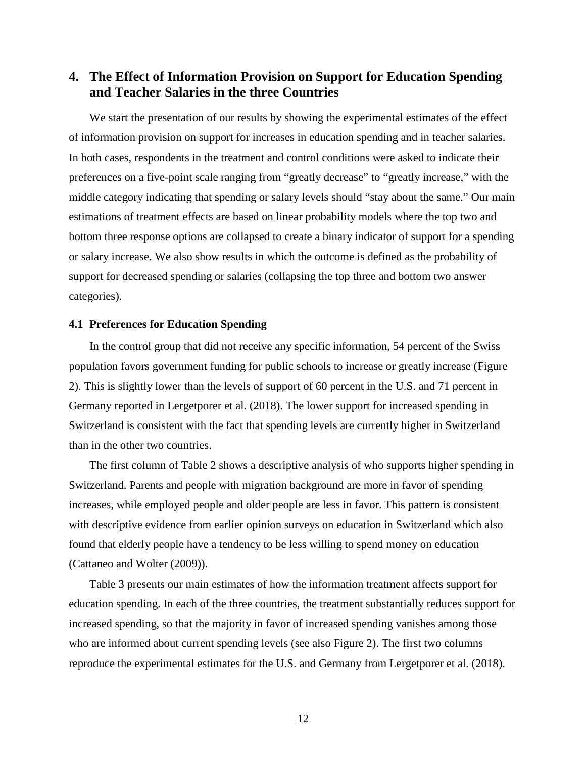# 4. The Effect of Information Provision on Support for Education Spending and Teacher Salaries in the three Countries

We start the presentation of our results by showing the experimental estimates of the effect of information provision on support for increases in education spending and in teacher salaries. In both cases, respondents in the treatment and control conditions were asked to indicate their preferences on a five-point scale ranging from "greatly decrease" to "greatly increase," with the middle category indicating that spending or salary levels should "stay about the same." Our main estimations of treatment effects are based on linear probability models where the top two and bottom three response options are collapsed to create a binary indicator of support for a spending or salary increase. We also show results in which the outcome is defined as the probability of support for decreased spending or salaries (collapsing the top three and bottom two answer categories).

## 4.1 Preferences for Education Spending

In the control group that did not receive any specific information, 54 percent of the Swiss population favors government funding for public schools to increase or greatly increase (Figure 2). This is slightly lower than the levels of support of 60 percent in the U.S. and 71 percent in Germany reported in Lergetporer et al. (2018). The lower support for increased spending in Switzerland is consistent with the fact that spending levels are currently higher in Switzerland than in the other two countries.

The first column of Table 2 shows a descriptive analysis of who supports higher spending in Switzerland. Parents and people with migration background are more in favor of spending increases, while employed people and older people are less in favor. This pattern is consistent with descriptive evidence from earlier opinion surveys on education in Switzerland which also found that elderly people have a tendency to be less willing to spend money on education (Cattaneo and Wolter (2009)).

Table 3 presents our main estimates of how the information treatment affects support for education spending. In each of the three countries, the treatment substantially reduces support for increased spending, so that the majority in favor of increased spending vanishes among those who are informed about current spending levels (see also Figure 2). The first two columns reproduce the experimental estimates for the U.S. and Germany from Lergetporer et al. (2018).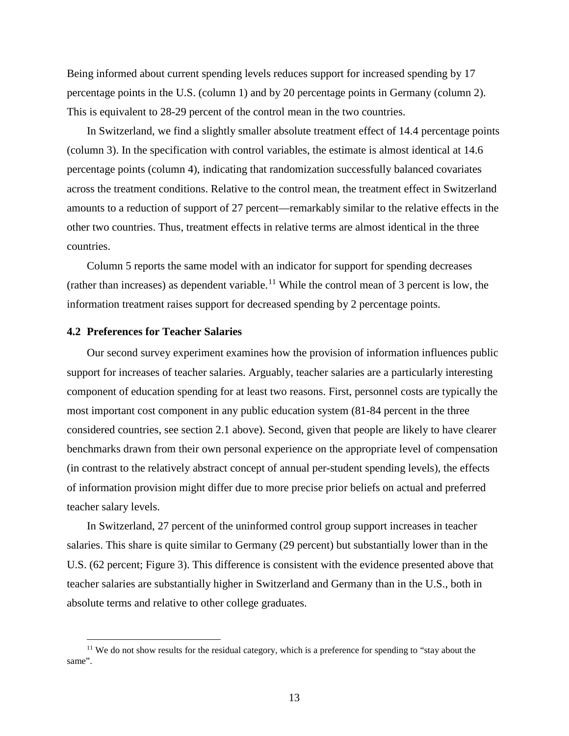Being informed about current spending levels reduces support for increased spending by 17 percentage points in the U.S. (column 1) and by 20 percentage points in Germany (column 2). This is equivalent to 28-29 percent of the control mean in the two countries.

In Switzerland, we find a slightly smaller absolute treatment effect of 14.4 percentage points (column 3). In the specification with control variables, the estimate is almost identical at 14.6 percentage points (column 4), indicating that randomization successfully balanced covariates across the treatment conditions. Relative to the control mean, the treatment effect in Switzerland amounts to a reduction of support of 27 percent—remarkably similar to the relative effects in the other two countries. Thus, treatment effects in relative terms are almost identical in the three countries.

Column 5 reports the same model with an indicator for support for spending decreases (rather than increases) as dependent variable.[11] While the control mean of 3 percent is low, the information treatment raises support for decreased spending by 2 percentage points.

### 4.2 Preferences for Teacher Salaries

Our second survey experiment examines how the provision of information influences public support for increases of teacher salaries. Arguably, teacher salaries are a particularly interesting component of education spending for at least two reasons. First, personnel costs are typically the most important cost component in any public education system (81-84 percent in the three considered countries, see section 2.1 above). Second, given that people are likely to have clearer benchmarks drawn from their own personal experience on the appropriate level of compensation (in contrast to the relatively abstract concept of annual per-student spending levels), the effects of information provision might differ due to more precise prior beliefs on actual and preferred teacher salary levels.

In Switzerland, 27 percent of the uninformed control group support increases in teacher salaries. This share is quite similar to Germany (29 percent) but substantially lower than in the U.S. (62 percent; Figure 3). This difference is consistent with the evidence presented above that teacher salaries are substantially higher in Switzerland and Germany than in the U.S., both in absolute terms and relative to other college graduates.

[11] We do not show results for the residual category, which is a preference for spending to "stay about the same".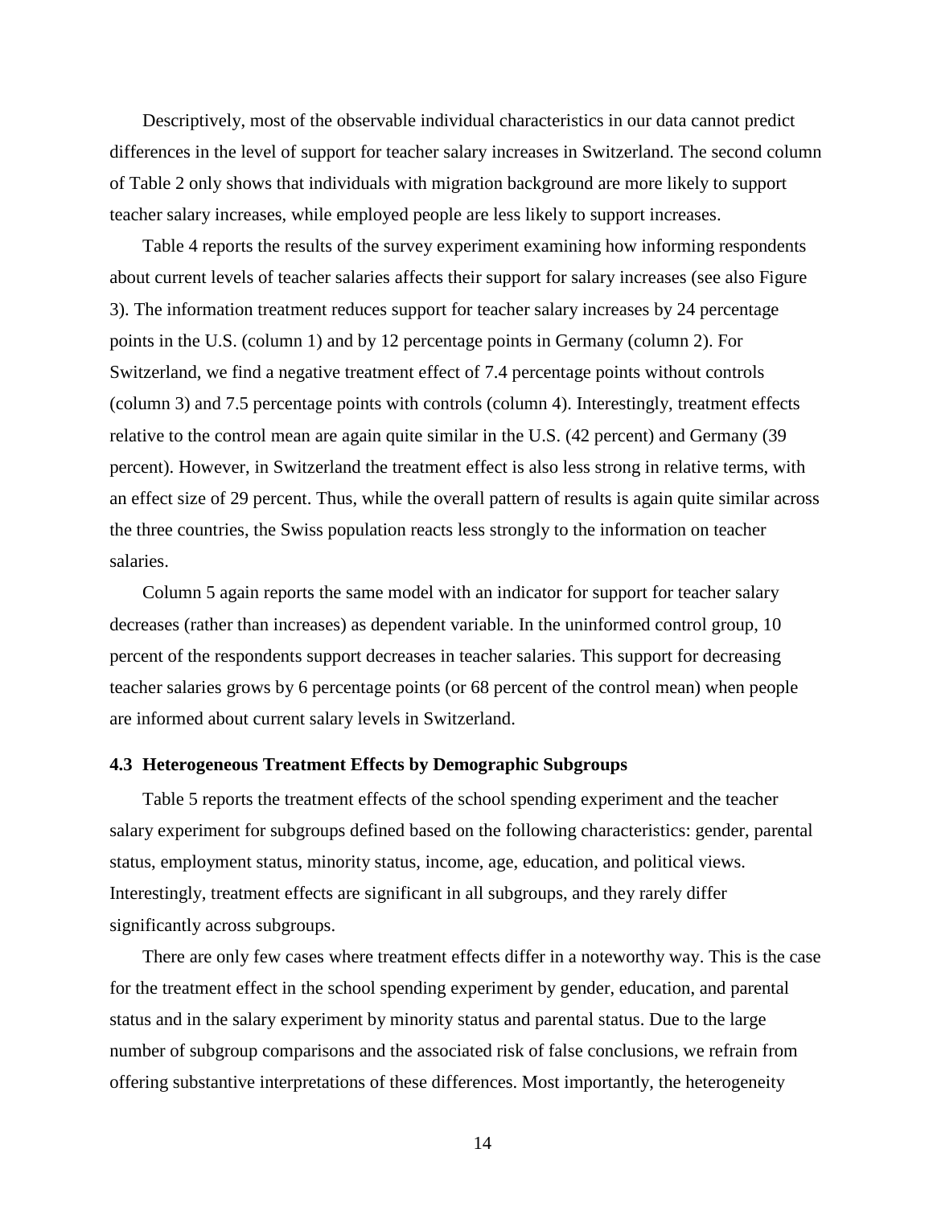Descriptively, most of the observable individual characteristics in our data cannot predict differences in the level of support for teacher salary increases in Switzerland. The second column of Table 2 only shows that individuals with migration background are more likely to support teacher salary increases, while employed people are less likely to support increases.

Table 4 reports the results of the survey experiment examining how informing respondents about current levels of teacher salaries affects their support for salary increases (see also Figure 3). The information treatment reduces support for teacher salary increases by 24 percentage points in the U.S. (column 1) and by 12 percentage points in Germany (column 2). For Switzerland, we find a negative treatment effect of 7.4 percentage points without controls (column 3) and 7.5 percentage points with controls (column 4). Interestingly, treatment effects relative to the control mean are again quite similar in the U.S. (42 percent) and Germany (39 percent). However, in Switzerland the treatment effect is also less strong in relative terms, with an effect size of 29 percent. Thus, while the overall pattern of results is again quite similar across the three countries, the Swiss population reacts less strongly to the information on teacher salaries.

Column 5 again reports the same model with an indicator for support for teacher salary decreases (rather than increases) as dependent variable. In the uninformed control group, 10 percent of the respondents support decreases in teacher salaries. This support for decreasing teacher salaries grows by 6 percentage points (or 68 percent of the control mean) when people are informed about current salary levels in Switzerland.

### 4.3 Heterogeneous Treatment Effects by Demographic Subgroups

Table 5 reports the treatment effects of the school spending experiment and the teacher salary experiment for subgroups defined based on the following characteristics: gender, parental status, employment status, minority status, income, age, education, and political views. Interestingly, treatment effects are significant in all subgroups, and they rarely differ significantly across subgroups.

There are only few cases where treatment effects differ in a noteworthy way. This is the case for the treatment effect in the school spending experiment by gender, education, and parental status and in the salary experiment by minority status and parental status. Due to the large number of subgroup comparisons and the associated risk of false conclusions, we refrain from offering substantive interpretations of these differences. Most importantly, the heterogeneity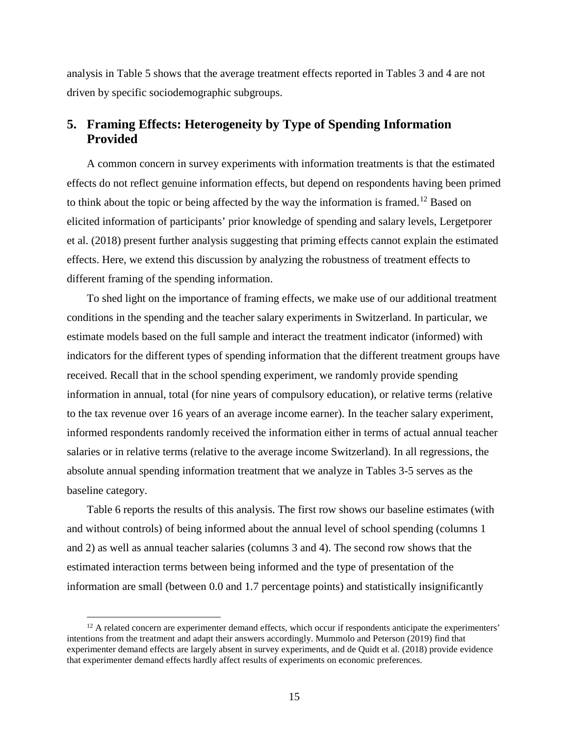analysis in Table 5 shows that the average treatment effects reported in Tables 3 and 4 are not driven by specific sociodemographic subgroups.

## 5. Framing Effects: Heterogeneity by Type of Spending Information Provided

A common concern in survey experiments with information treatments is that the estimated effects do not reflect genuine information effects, but depend on respondents having been primed to think about the topic or being affected by the way the information is framed.[12] Based on elicited information of participants' prior knowledge of spending and salary levels, Lergetporer et al. (2018) present further analysis suggesting that priming effects cannot explain the estimated effects. Here, we extend this discussion by analyzing the robustness of treatment effects to different framing of the spending information.

To shed light on the importance of framing effects, we make use of our additional treatment conditions in the spending and the teacher salary experiments in Switzerland. In particular, we estimate models based on the full sample and interact the treatment indicator (informed) with indicators for the different types of spending information that the different treatment groups have received. Recall that in the school spending experiment, we randomly provide spending information in annual, total (for nine years of compulsory education), or relative terms (relative to the tax revenue over 16 years of an average income earner). In the teacher salary experiment, informed respondents randomly received the information either in terms of actual annual teacher salaries or in relative terms (relative to the average income Switzerland). In all regressions, the absolute annual spending information treatment that we analyze in Tables 3-5 serves as the baseline category.

Table 6 reports the results of this analysis. The first row shows our baseline estimates (with and without controls) of being informed about the annual level of school spending (columns 1 and 2) as well as annual teacher salaries (columns 3 and 4). The second row shows that the estimated interaction terms between being informed and the type of presentation of the information are small (between 0.0 and 1.7 percentage points) and statistically insignificantly

[12] A related concern are experimenter demand effects, which occur if respondents anticipate the experimenters' intentions from the treatment and adapt their answers accordingly. Mummolo and Peterson (2019) find that experimenter demand effects are largely absent in survey experiments, and de Quidt et al. (2018) provide evidence that experimenter demand effects hardly affect results of experiments on economic preferences.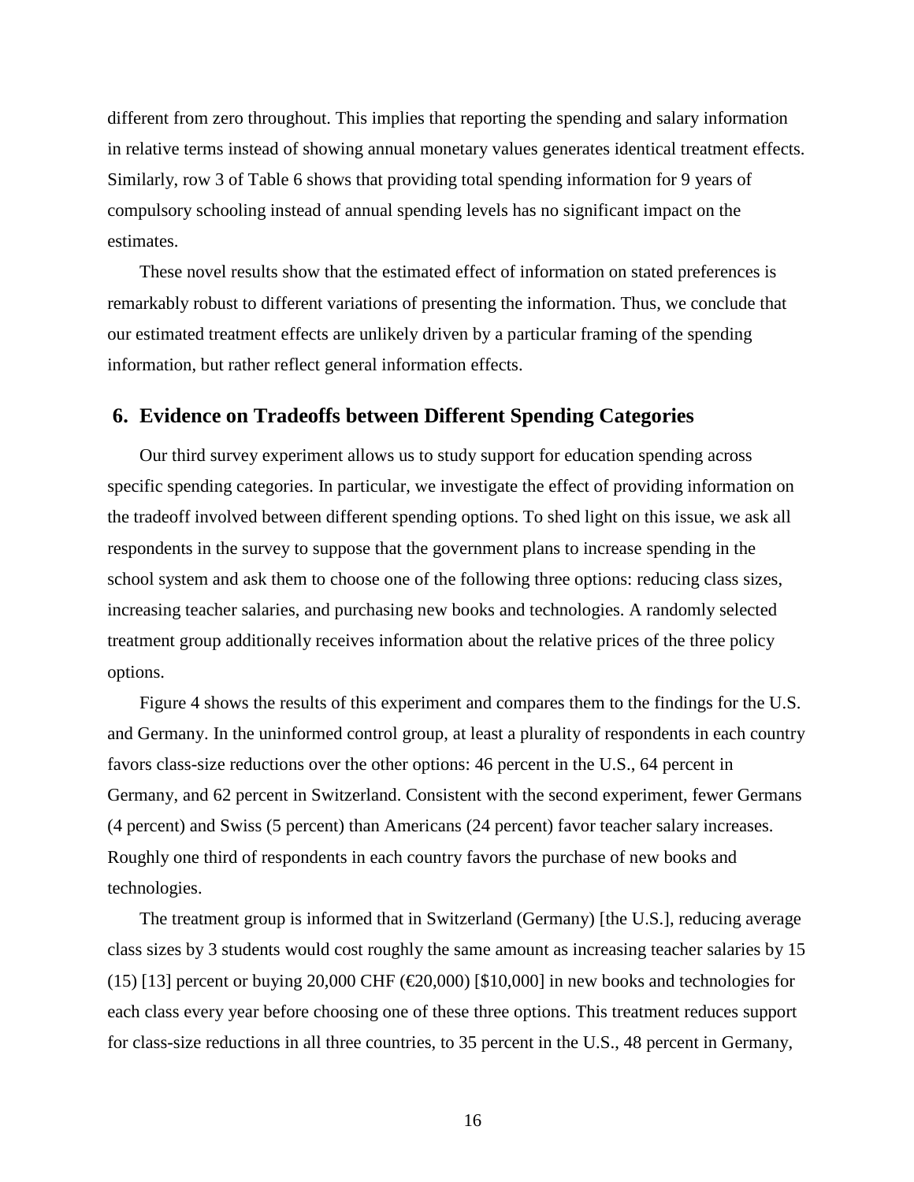different from zero throughout. This implies that reporting the spending and salary information in relative terms instead of showing annual monetary values generates identical treatment effects. Similarly, row 3 of Table 6 shows that providing total spending information for 9 years of compulsory schooling instead of annual spending levels has no significant impact on the estimates.

These novel results show that the estimated effect of information on stated preferences is remarkably robust to different variations of presenting the information. Thus, we conclude that our estimated treatment effects are unlikely driven by a particular framing of the spending information, but rather reflect general information effects.

## 6. Evidence on Tradeoffs between Different Spending Categories

Our third survey experiment allows us to study support for education spending across specific spending categories. In particular, we investigate the effect of providing information on the tradeoff involved between different spending options. To shed light on this issue, we ask all respondents in the survey to suppose that the government plans to increase spending in the school system and ask them to choose one of the following three options: reducing class sizes, increasing teacher salaries, and purchasing new books and technologies. A randomly selected treatment group additionally receives information about the relative prices of the three policy options.

Figure 4 shows the results of this experiment and compares them to the findings for the U.S. and Germany. In the uninformed control group, at least a plurality of respondents in each country favors class-size reductions over the other options: 46 percent in the U.S., 64 percent in Germany, and 62 percent in Switzerland. Consistent with the second experiment, fewer Germans (4 percent) and Swiss (5 percent) than Americans (24 percent) favor teacher salary increases. Roughly one third of respondents in each country favors the purchase of new books and technologies.

The treatment group is informed that in Switzerland (Germany) [the U.S.], reducing average class sizes by 3 students would cost roughly the same amount as increasing teacher salaries by 15 (15) [13] percent or buying 20,000 CHF (€20,000) [$10,000] in new books and technologies for each class every year before choosing one of these three options. This treatment reduces support for class-size reductions in all three countries, to 35 percent in the U.S., 48 percent in Germany,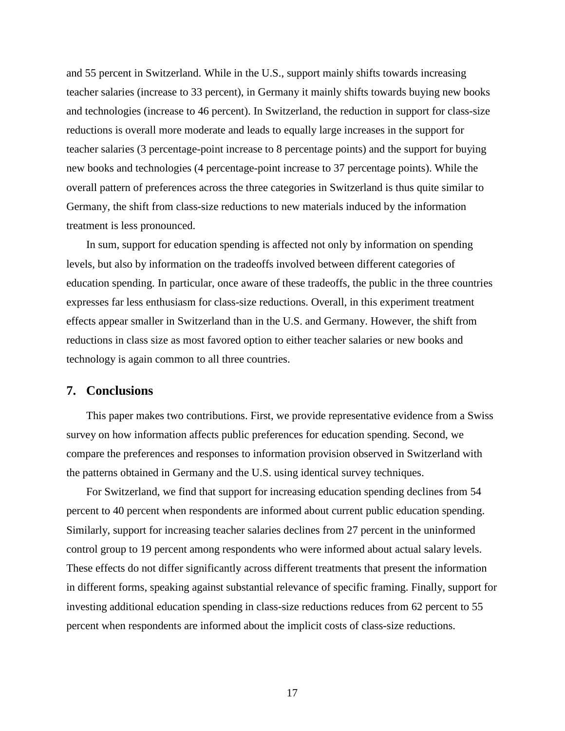and 55 percent in Switzerland. While in the U.S., support mainly shifts towards increasing teacher salaries (increase to 33 percent), in Germany it mainly shifts towards buying new books and technologies (increase to 46 percent). In Switzerland, the reduction in support for class-size reductions is overall more moderate and leads to equally large increases in the support for teacher salaries (3 percentage-point increase to 8 percentage points) and the support for buying new books and technologies (4 percentage-point increase to 37 percentage points). While the overall pattern of preferences across the three categories in Switzerland is thus quite similar to Germany, the shift from class-size reductions to new materials induced by the information treatment is less pronounced.

In sum, support for education spending is affected not only by information on spending levels, but also by information on the tradeoffs involved between different categories of education spending. In particular, once aware of these tradeoffs, the public in the three countries expresses far less enthusiasm for class-size reductions. Overall, in this experiment treatment effects appear smaller in Switzerland than in the U.S. and Germany. However, the shift from reductions in class size as most favored option to either teacher salaries or new books and technology is again common to all three countries.

## 7. Conclusions

This paper makes two contributions. First, we provide representative evidence from a Swiss survey on how information affects public preferences for education spending. Second, we compare the preferences and responses to information provision observed in Switzerland with the patterns obtained in Germany and the U.S. using identical survey techniques.

For Switzerland, we find that support for increasing education spending declines from 54 percent to 40 percent when respondents are informed about current public education spending. Similarly, support for increasing teacher salaries declines from 27 percent in the uninformed control group to 19 percent among respondents who were informed about actual salary levels. These effects do not differ significantly across different treatments that present the information in different forms, speaking against substantial relevance of specific framing. Finally, support for investing additional education spending in class-size reductions reduces from 62 percent to 55 percent when respondents are informed about the implicit costs of class-size reductions.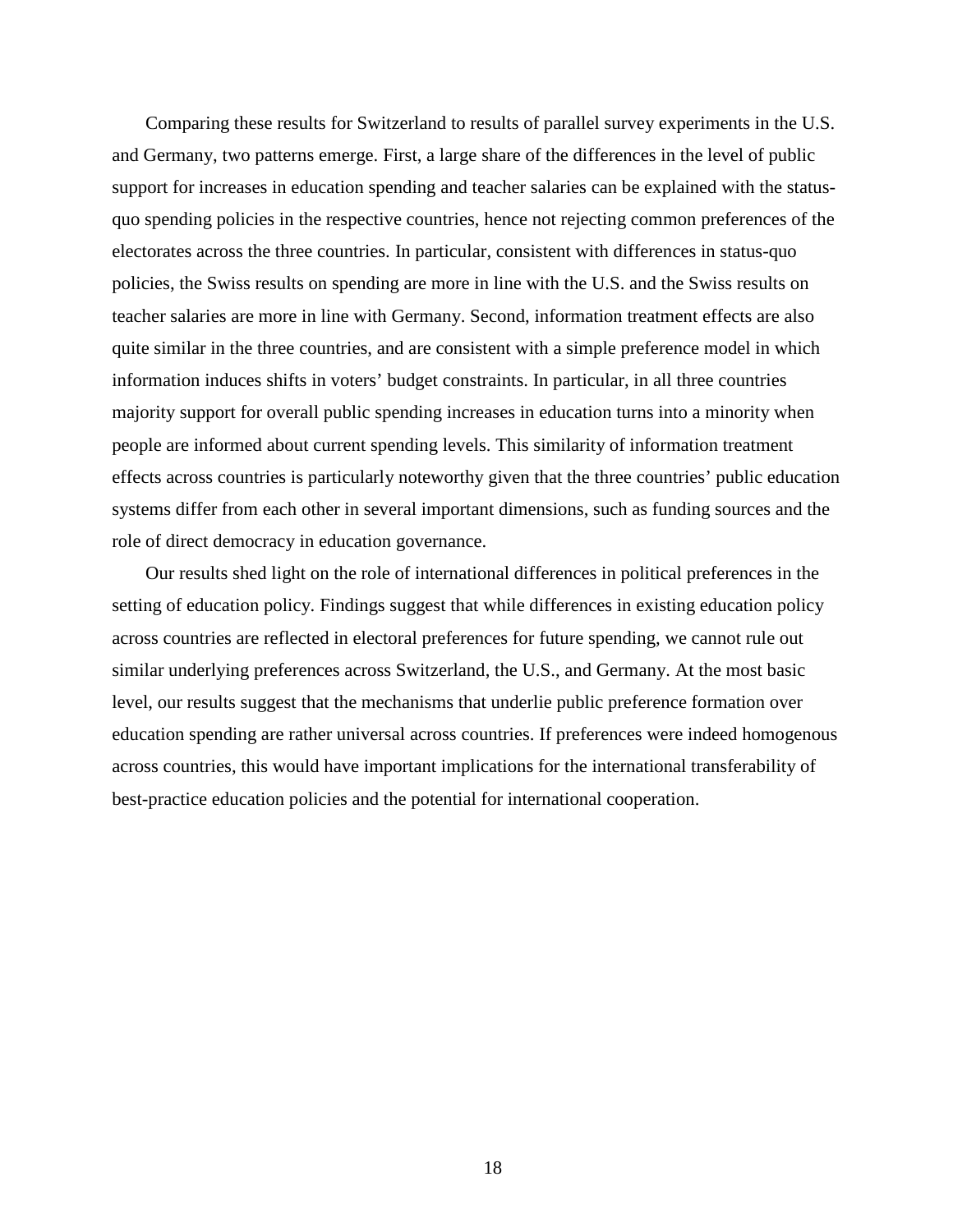Comparing these results for Switzerland to results of parallel survey experiments in the U.S. and Germany, two patterns emerge. First, a large share of the differences in the level of public support for increases in education spending and teacher salaries can be explained with the status-quo spending policies in the respective countries, hence not rejecting common preferences of the electorates across the three countries. In particular, consistent with differences in status-quo policies, the Swiss results on spending are more in line with the U.S. and the Swiss results on teacher salaries are more in line with Germany. Second, information treatment effects are also quite similar in the three countries, and are consistent with a simple preference model in which information induces shifts in voters' budget constraints. In particular, in all three countries majority support for overall public spending increases in education turns into a minority when people are informed about current spending levels. This similarity of information treatment effects across countries is particularly noteworthy given that the three countries' public education systems differ from each other in several important dimensions, such as funding sources and the role of direct democracy in education governance.

Our results shed light on the role of international differences in political preferences in the setting of education policy. Findings suggest that while differences in existing education policy across countries are reflected in electoral preferences for future spending, we cannot rule out similar underlying preferences across Switzerland, the U.S., and Germany. At the most basic level, our results suggest that the mechanisms that underlie public preference formation over education spending are rather universal across countries. If preferences were indeed homogenous across countries, this would have important implications for the international transferability of best-practice education policies and the potential for international cooperation.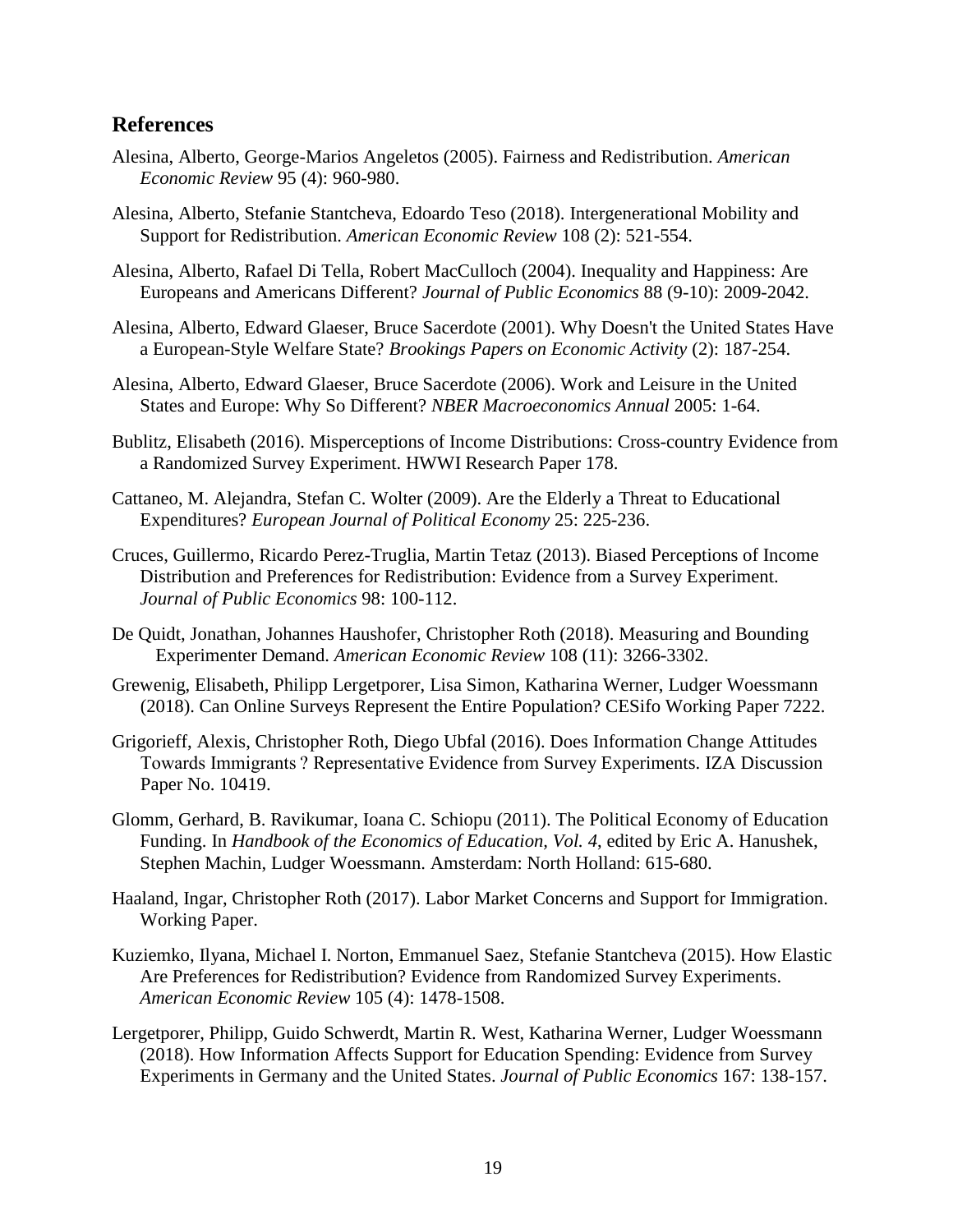## References

Alesina, Alberto, George-Marios Angeletos (2005). Fairness and Redistribution. *American Economic Review* 95 (4): 960-980.

Alesina, Alberto, Stefanie Stantcheva, Edoardo Teso (2018). Intergenerational Mobility and Support for Redistribution. *American Economic Review* 108 (2): 521-554.

Alesina, Alberto, Rafael Di Tella, Robert MacCulloch (2004). Inequality and Happiness: Are Europeans and Americans Different? *Journal of Public Economics* 88 (9-10): 2009-2042.

Alesina, Alberto, Edward Glaeser, Bruce Sacerdote (2001). Why Doesn't the United States Have a European-Style Welfare State? *Brookings Papers on Economic Activity* (2): 187-254.

Alesina, Alberto, Edward Glaeser, Bruce Sacerdote (2006). Work and Leisure in the United States and Europe: Why So Different? *NBER Macroeconomics Annual* 2005: 1-64.

Bublitz, Elisabeth (2016). Misperceptions of Income Distributions: Cross-country Evidence from a Randomized Survey Experiment. HWWI Research Paper 178.

Cattaneo, M. Alejandra, Stefan C. Wolter (2009). Are the Elderly a Threat to Educational Expenditures? *European Journal of Political Economy* 25: 225-236.

Cruces, Guillermo, Ricardo Perez-Truglia, Martin Tetaz (2013). Biased Perceptions of Income Distribution and Preferences for Redistribution: Evidence from a Survey Experiment. *Journal of Public Economics* 98: 100-112.

De Quidt, Jonathan, Johannes Haushofer, Christopher Roth (2018). Measuring and Bounding Experimenter Demand. *American Economic Review* 108 (11): 3266-3302.

Grewenig, Elisabeth, Philipp Lergetporer, Lisa Simon, Katharina Werner, Ludger Woessmann (2018). Can Online Surveys Represent the Entire Population? CESifo Working Paper 7222.

Grigorieff, Alexis, Christopher Roth, Diego Ubfal (2016). Does Information Change Attitudes Towards Immigrants ? Representative Evidence from Survey Experiments. IZA Discussion Paper No. 10419.

Glomm, Gerhard, B. Ravikumar, Ioana C. Schiopu (2011). The Political Economy of Education Funding. In *Handbook of the Economics of Education, Vol. 4*, edited by Eric A. Hanushek, Stephen Machin, Ludger Woessmann. Amsterdam: North Holland: 615-680.

Haaland, Ingar, Christopher Roth (2017). Labor Market Concerns and Support for Immigration. Working Paper.

Kuziemko, Ilyana, Michael I. Norton, Emmanuel Saez, Stefanie Stantcheva (2015). How Elastic Are Preferences for Redistribution? Evidence from Randomized Survey Experiments. *American Economic Review* 105 (4): 1478-1508.

Lergetporer, Philipp, Guido Schwerdt, Martin R. West, Katharina Werner, Ludger Woessmann (2018). How Information Affects Support for Education Spending: Evidence from Survey Experiments in Germany and the United States. *Journal of Public Economics* 167: 138-157.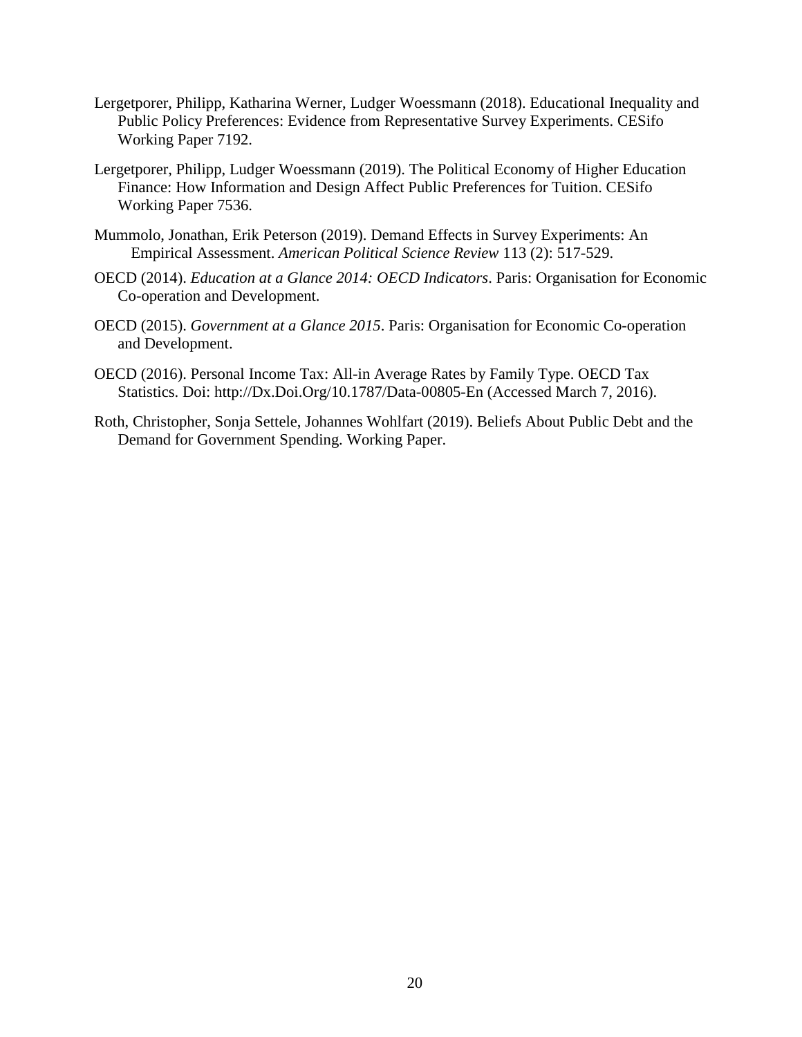Lergetporer, Philipp, Katharina Werner, Ludger Woessmann (2018). Educational Inequality and Public Policy Preferences: Evidence from Representative Survey Experiments. CESifo Working Paper 7192.

Lergetporer, Philipp, Ludger Woessmann (2019). The Political Economy of Higher Education Finance: How Information and Design Affect Public Preferences for Tuition. CESifo Working Paper 7536.

Mummolo, Jonathan, Erik Peterson (2019). Demand Effects in Survey Experiments: An Empirical Assessment. *American Political Science Review* 113 (2): 517-529.

OECD (2014). *Education at a Glance 2014: OECD Indicators*. Paris: Organisation for Economic Co-operation and Development.

OECD (2015). *Government at a Glance 2015*. Paris: Organisation for Economic Co-operation and Development.

OECD (2016). Personal Income Tax: All-in Average Rates by Family Type. OECD Tax Statistics. Doi: http://Dx.Doi.Org/10.1787/Data-00805-En (Accessed March 7, 2016).

Roth, Christopher, Sonja Settele, Johannes Wohlfart (2019). Beliefs About Public Debt and the Demand for Government Spending. Working Paper.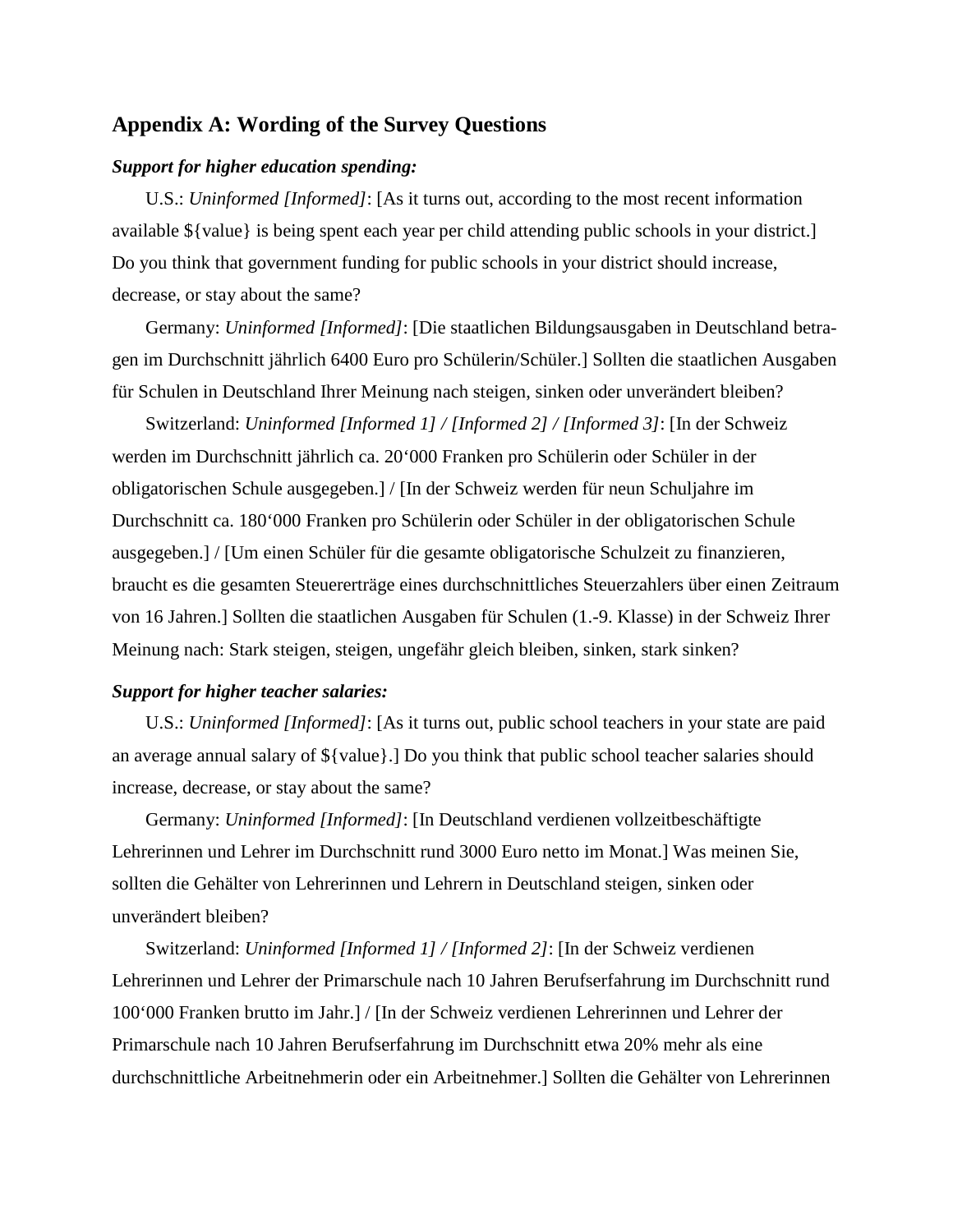## Appendix A: Wording of the Survey Questions

***Support for higher education spending:***

U.S.: *Uninformed [Informed]*: [As it turns out, according to the most recent information available ${value} is being spent each year per child attending public schools in your district.] Do you think that government funding for public schools in your district should increase, decrease, or stay about the same?

Germany: *Uninformed [Informed]*: [Die staatlichen Bildungsausgaben in Deutschland betragen im Durchschnitt jährlich 6400 Euro pro Schülerin/Schüler.] Sollten die staatlichen Ausgaben für Schulen in Deutschland Ihrer Meinung nach steigen, sinken oder unverändert bleiben?

Switzerland: *Uninformed [Informed 1] / [Informed 2] / [Informed 3]*: [In der Schweiz werden im Durchschnitt jährlich ca. 20‘000 Franken pro Schülerin oder Schüler in der obligatorischen Schule ausgegeben.] / [In der Schweiz werden für neun Schuljahre im Durchschnitt ca. 180‘000 Franken pro Schülerin oder Schüler in der obligatorischen Schule ausgegeben.] / [Um einen Schüler für die gesamte obligatorische Schulzeit zu finanzieren, braucht es die gesamten Steuererträge eines durchschnittliches Steuerzahlers über einen Zeitraum von 16 Jahren.] Sollten die staatlichen Ausgaben für Schulen (1.-9. Klasse) in der Schweiz Ihrer Meinung nach: Stark steigen, steigen, ungefähr gleich bleiben, sinken, stark sinken?

***Support for higher teacher salaries:***

U.S.: *Uninformed [Informed]*: [As it turns out, public school teachers in your state are paid an average annual salary of ${value}.] Do you think that public school teacher salaries should increase, decrease, or stay about the same?

Germany: *Uninformed [Informed]*: [In Deutschland verdienen vollzeitbeschäftigte Lehrerinnen und Lehrer im Durchschnitt rund 3000 Euro netto im Monat.] Was meinen Sie, sollten die Gehälter von Lehrerinnen und Lehrern in Deutschland steigen, sinken oder unverändert bleiben?

Switzerland: *Uninformed [Informed 1] / [Informed 2]*: [In der Schweiz verdienen Lehrerinnen und Lehrer der Primarschule nach 10 Jahren Berufserfahrung im Durchschnitt rund 100‘000 Franken brutto im Jahr.] / [In der Schweiz verdienen Lehrerinnen und Lehrer der Primarschule nach 10 Jahren Berufserfahrung im Durchschnitt etwa 20% mehr als eine durchschnittliche Arbeitnehmerin oder ein Arbeitnehmer.] Sollten die Gehälter von Lehrerinnen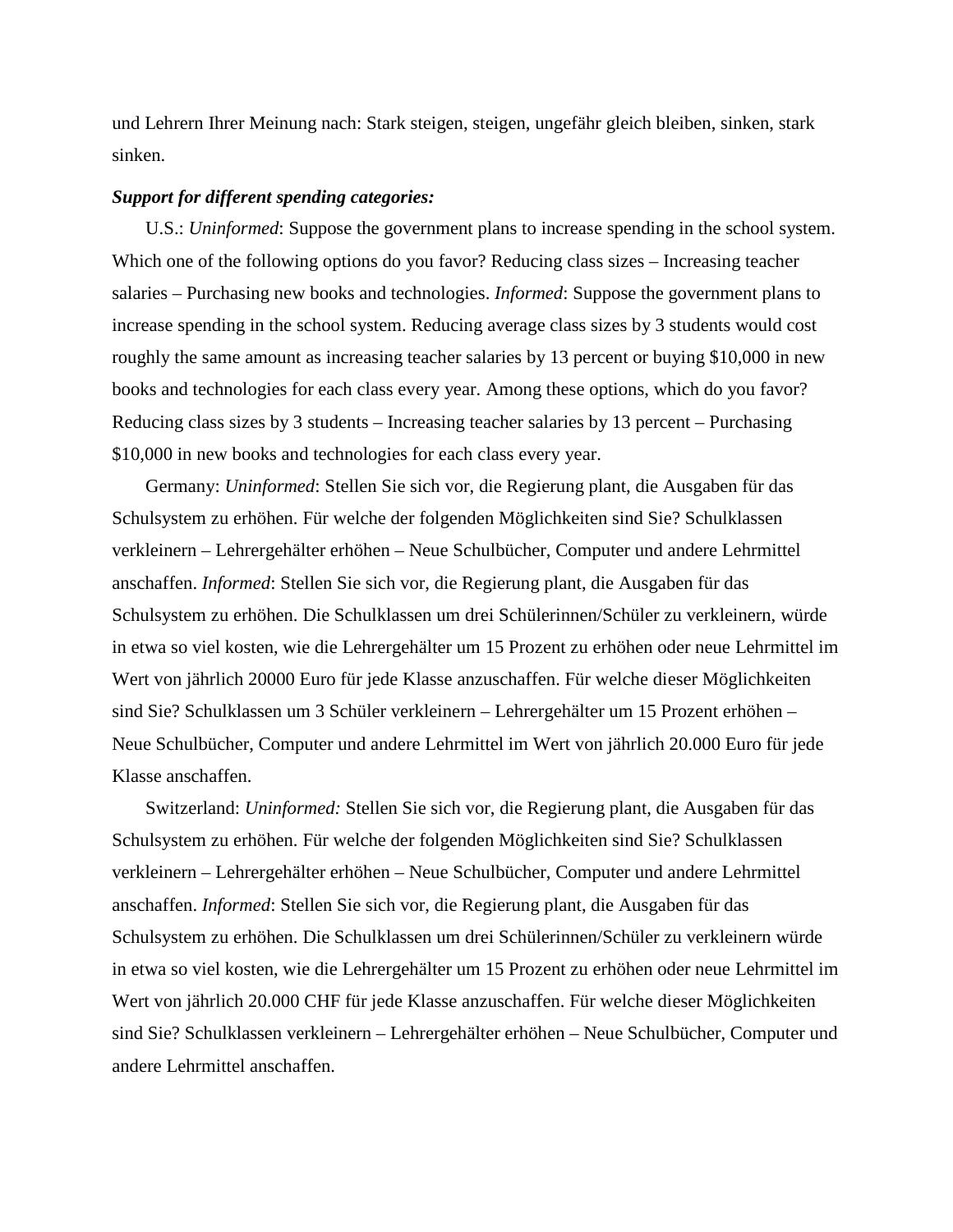und Lehrern Ihrer Meinung nach: Stark steigen, steigen, ungefähr gleich bleiben, sinken, stark sinken.

***Support for different spending categories:***

U.S.: *Uninformed*: Suppose the government plans to increase spending in the school system. Which one of the following options do you favor? Reducing class sizes – Increasing teacher salaries – Purchasing new books and technologies. *Informed*: Suppose the government plans to increase spending in the school system. Reducing average class sizes by 3 students would cost roughly the same amount as increasing teacher salaries by 13 percent or buying $10,000 in new books and technologies for each class every year. Among these options, which do you favor? Reducing class sizes by 3 students – Increasing teacher salaries by 13 percent – Purchasing $10,000 in new books and technologies for each class every year.

Germany: *Uninformed*: Stellen Sie sich vor, die Regierung plant, die Ausgaben für das Schulsystem zu erhöhen. Für welche der folgenden Möglichkeiten sind Sie? Schulklassen verkleinern – Lehrergehälter erhöhen – Neue Schulbücher, Computer und andere Lehrmittel anschaffen. *Informed*: Stellen Sie sich vor, die Regierung plant, die Ausgaben für das Schulsystem zu erhöhen. Die Schulklassen um drei Schülerinnen/Schüler zu verkleinern, würde in etwa so viel kosten, wie die Lehrergehälter um 15 Prozent zu erhöhen oder neue Lehrmittel im Wert von jährlich 20000 Euro für jede Klasse anzuschaffen. Für welche dieser Möglichkeiten sind Sie? Schulklassen um 3 Schüler verkleinern – Lehrergehälter um 15 Prozent erhöhen – Neue Schulbücher, Computer und andere Lehrmittel im Wert von jährlich 20.000 Euro für jede Klasse anschaffen.

Switzerland: *Uninformed:* Stellen Sie sich vor, die Regierung plant, die Ausgaben für das Schulsystem zu erhöhen. Für welche der folgenden Möglichkeiten sind Sie? Schulklassen verkleinern – Lehrergehälter erhöhen – Neue Schulbücher, Computer und andere Lehrmittel anschaffen. *Informed*: Stellen Sie sich vor, die Regierung plant, die Ausgaben für das Schulsystem zu erhöhen. Die Schulklassen um drei Schülerinnen/Schüler zu verkleinern würde in etwa so viel kosten, wie die Lehrergehälter um 15 Prozent zu erhöhen oder neue Lehrmittel im Wert von jährlich 20.000 CHF für jede Klasse anzuschaffen. Für welche dieser Möglichkeiten sind Sie? Schulklassen verkleinern – Lehrergehälter erhöhen – Neue Schulbücher, Computer und andere Lehrmittel anschaffen.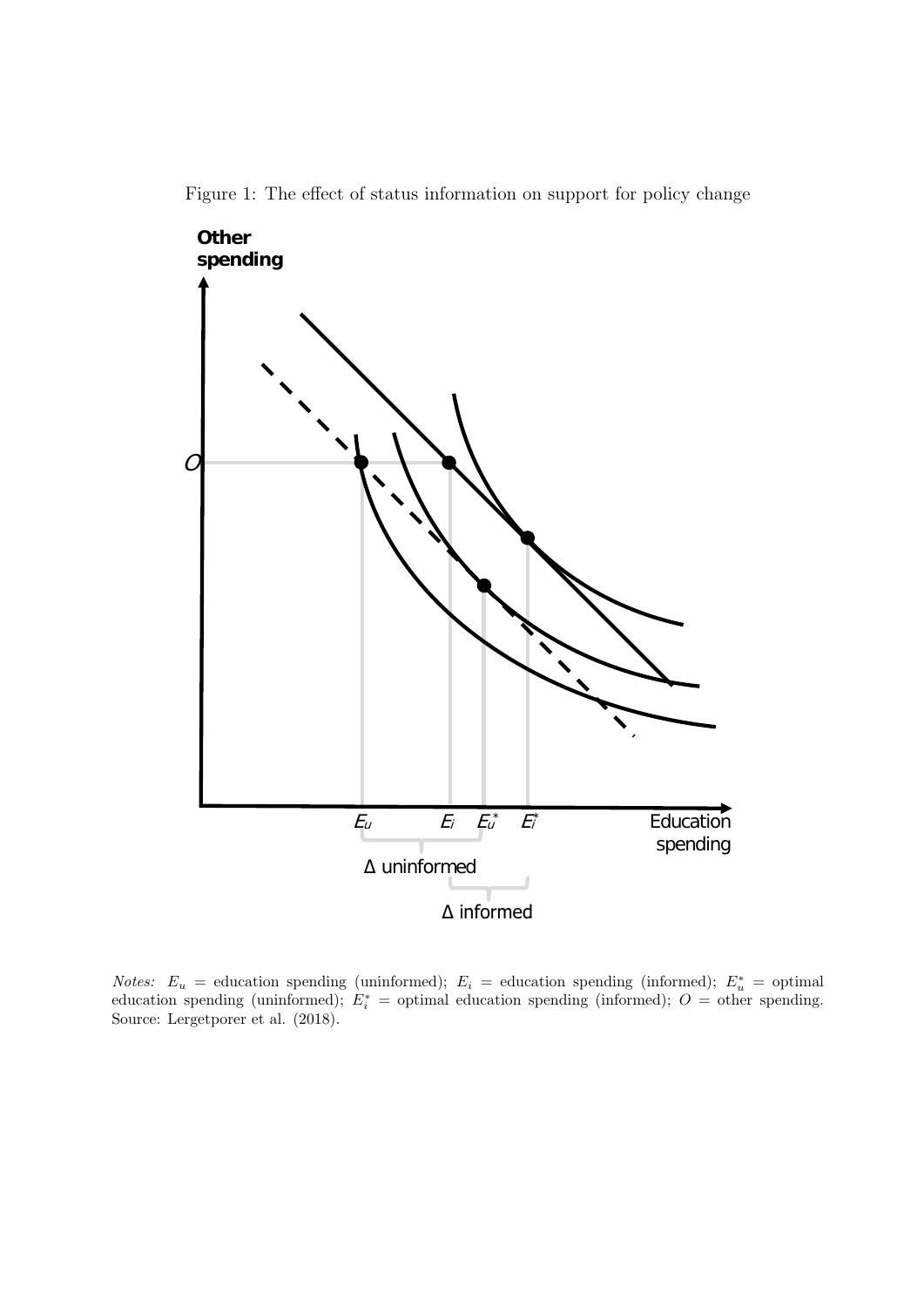Figure 1: The effect of status information on support for policy change

*Notes:* $E_u$ = education spending (uninformed); $E_i$ = education spending (informed); $E_u^*$ = optimal education spending (uninformed); $E_i^*$ = optimal education spending (informed); $O$ = other spending. Source: Lergetporer et al. (2018).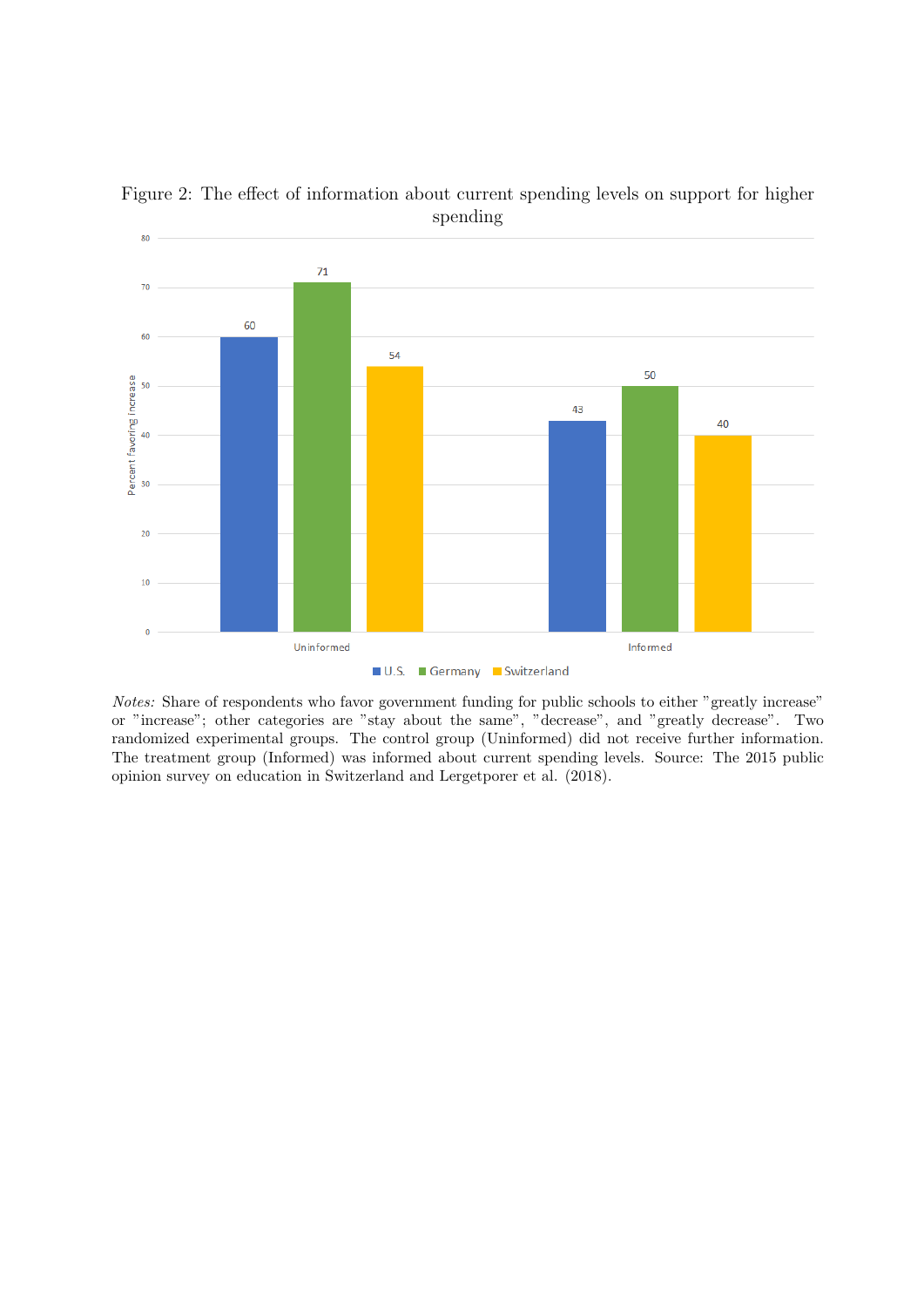Figure 2: The effect of information about current spending levels on support for higher spending

| | U.S. | Germany | Switzerland |
|---|---|---|---|
| Uninformed | 60 | 71 | 54 |
| Informed | 43 | 50 | 40 |

*Notes:* Share of respondents who favor government funding for public schools to either "greatly increase" or "increase"; other categories are "stay about the same", "decrease", and "greatly decrease". Two randomized experimental groups. The control group (Uninformed) did not receive further information. The treatment group (Informed) was informed about current spending levels. Source: The 2015 public opinion survey on education in Switzerland and Lergetporer et al. (2018).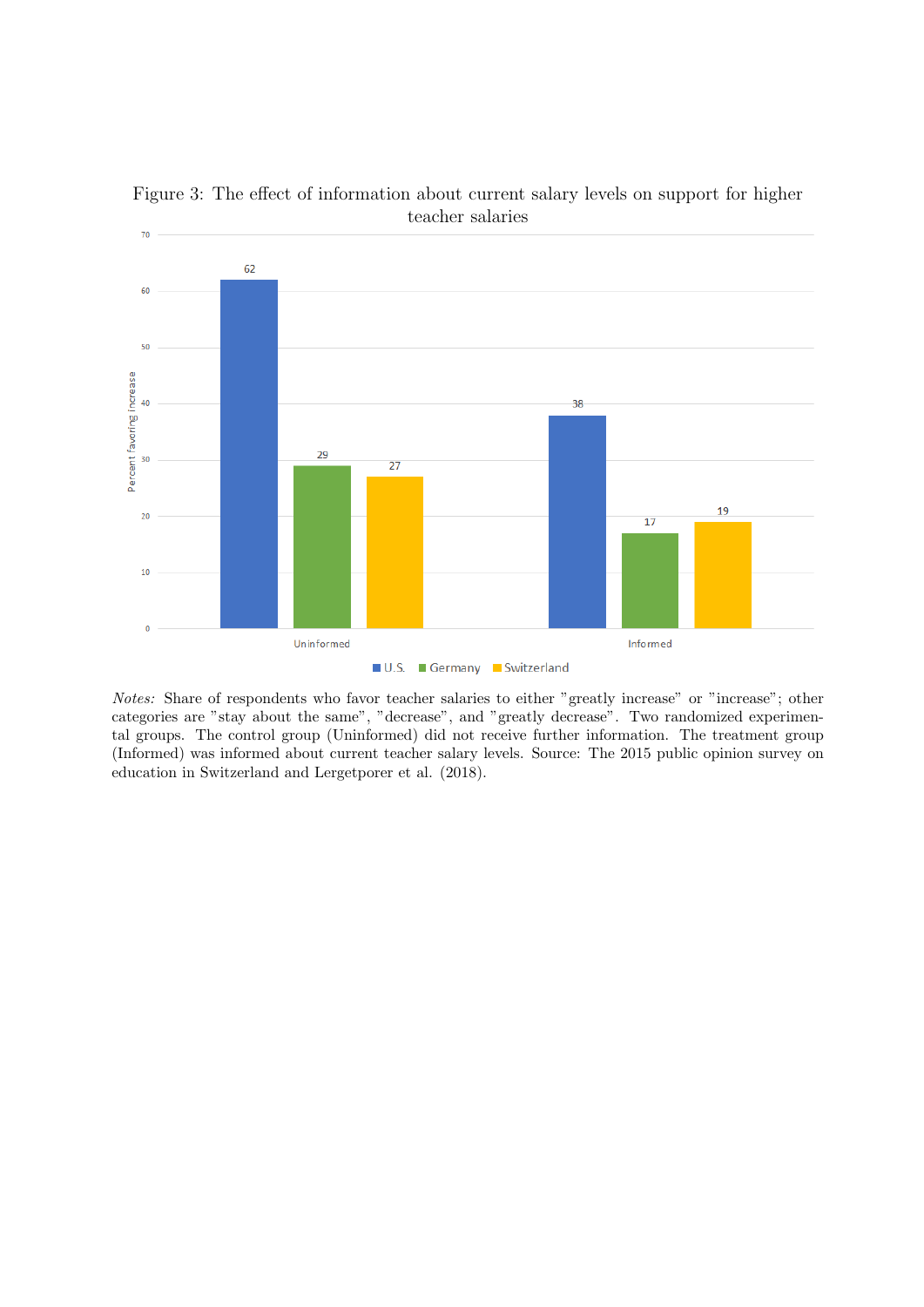Figure 3: The effect of information about current salary levels on support for higher teacher salaries

| Percent favoring increase | U.S. | Germany | Switzerland |
|---|---|---|---|
| Uninformed | 62 | 29 | 27 |
| Informed | 38 | 17 | 19 |

*Notes:* Share of respondents who favor teacher salaries to either "greatly increase" or "increase"; other categories are "stay about the same", "decrease", and "greatly decrease". Two randomized experimental groups. The control group (Uninformed) did not receive further information. The treatment group (Informed) was informed about current teacher salary levels. Source: The 2015 public opinion survey on education in Switzerland and Lergetporer et al. (2018).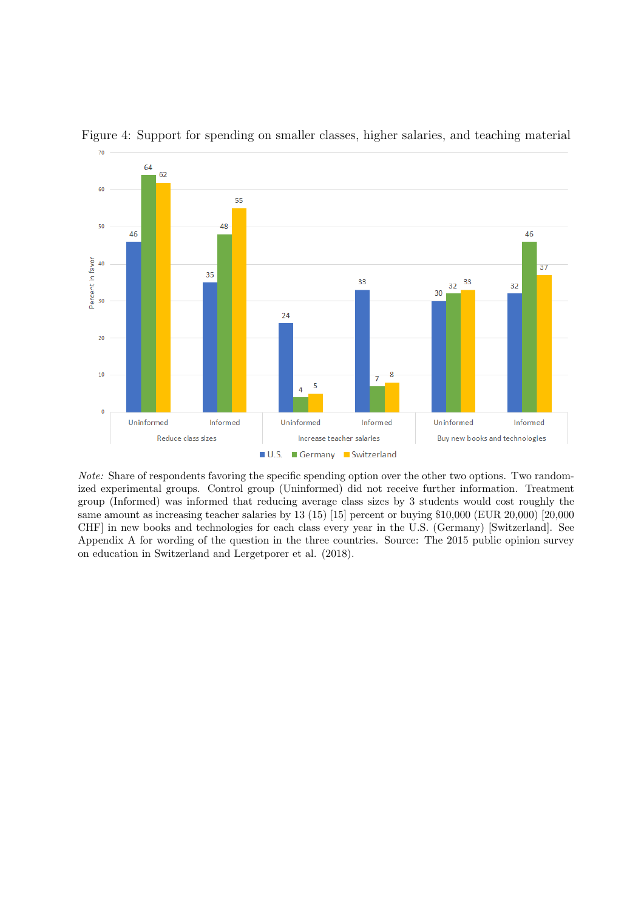Figure 4: Support for spending on smaller classes, higher salaries, and teaching material

| | | U.S. | Germany | Switzerland |
|---|---|---|---|---|
| Reduce class sizes | Uninformed | 46 | 64 | 62 |
| | Informed | 35 | 48 | 55 |
| Increase teacher salaries | Uninformed | 24 | 4 | 5 |
| | Informed | 33 | 7 | 8 |
| Buy new books and technologies | Uninformed | 30 | 32 | 33 |
| | Informed | 32 | 46 | 37 |

*Note:* Share of respondents favoring the specific spending option over the other two options. Two randomized experimental groups. Control group (Uninformed) did not receive further information. Treatment group (Informed) was informed that reducing average class sizes by 3 students would cost roughly the same amount as increasing teacher salaries by 13 (15) [15] percent or buying $10,000 (EUR 20,000) [20,000 CHF] in new books and technologies for each class every year in the U.S. (Germany) [Switzerland]. See Appendix A for wording of the question in the three countries. Source: The 2015 public opinion survey on education in Switzerland and Lergetporer et al. (2018).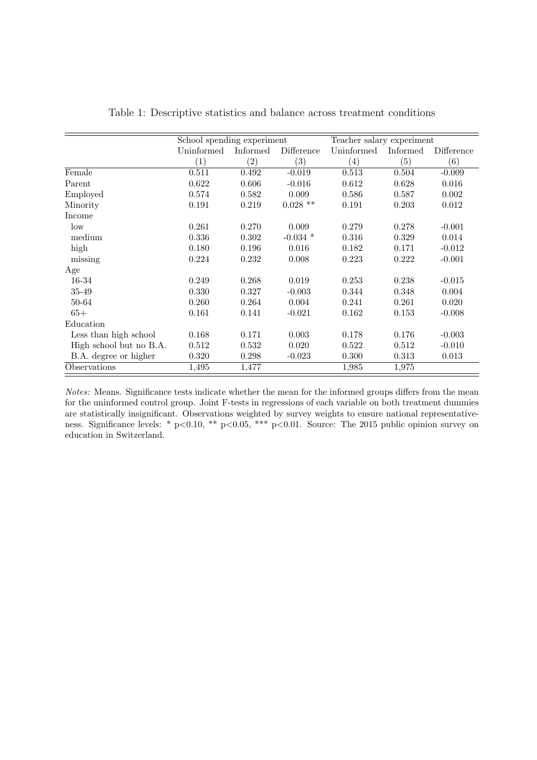Table 1: Descriptive statistics and balance across treatment conditions

| | School spending experiment | | | Teacher salary experiment | | |
|---|---|---|---|---|---|---|
| | Uninformed | Informed | Difference | Uninformed | Informed | Difference |
| | (1) | (2) | (3) | (4) | (5) | (6) |
| Female | 0.511 | 0.492 | -0.019 | 0.513 | 0.504 | -0.009 |
| Parent | 0.622 | 0.606 | -0.016 | 0.612 | 0.628 | 0.016 |
| Employed | 0.574 | 0.582 | 0.009 | 0.586 | 0.587 | 0.002 |
| Minority | 0.191 | 0.219 | 0.028 ** | 0.191 | 0.203 | 0.012 |
| Income | | | | | | |
| low | 0.261 | 0.270 | 0.009 | 0.279 | 0.278 | -0.001 |
| medium | 0.336 | 0.302 | -0.034 * | 0.316 | 0.329 | 0.014 |
| high | 0.180 | 0.196 | 0.016 | 0.182 | 0.171 | -0.012 |
| missing | 0.224 | 0.232 | 0.008 | 0.223 | 0.222 | -0.001 |
| Age | | | | | | |
| 16-34 | 0.249 | 0.268 | 0.019 | 0.253 | 0.238 | -0.015 |
| 35-49 | 0.330 | 0.327 | -0.003 | 0.344 | 0.348 | 0.004 |
| 50-64 | 0.260 | 0.264 | 0.004 | 0.241 | 0.261 | 0.020 |
| 65+ | 0.161 | 0.141 | -0.021 | 0.162 | 0.153 | -0.008 |
| Education | | | | | | |
| Less than high school | 0.168 | 0.171 | 0.003 | 0.178 | 0.176 | -0.003 |
| High school but no B.A. | 0.512 | 0.532 | 0.020 | 0.522 | 0.512 | -0.010 |
| B.A. degree or higher | 0.320 | 0.298 | -0.023 | 0.300 | 0.313 | 0.013 |
| Observations | 1,495 | 1,477 | | 1,985 | 1,975 | |

*Notes:* Means. Significance tests indicate whether the mean for the informed groups differs from the mean for the uninformed control group. Joint F-tests in regressions of each variable on both treatment dummies are statistically insignificant. Observations weighted by survey weights to ensure national representativeness. Significance levels: * $p<0.10$, ** $p<0.05$, *** $p<0.01$. Source: The 2015 public opinion survey on education in Switzerland.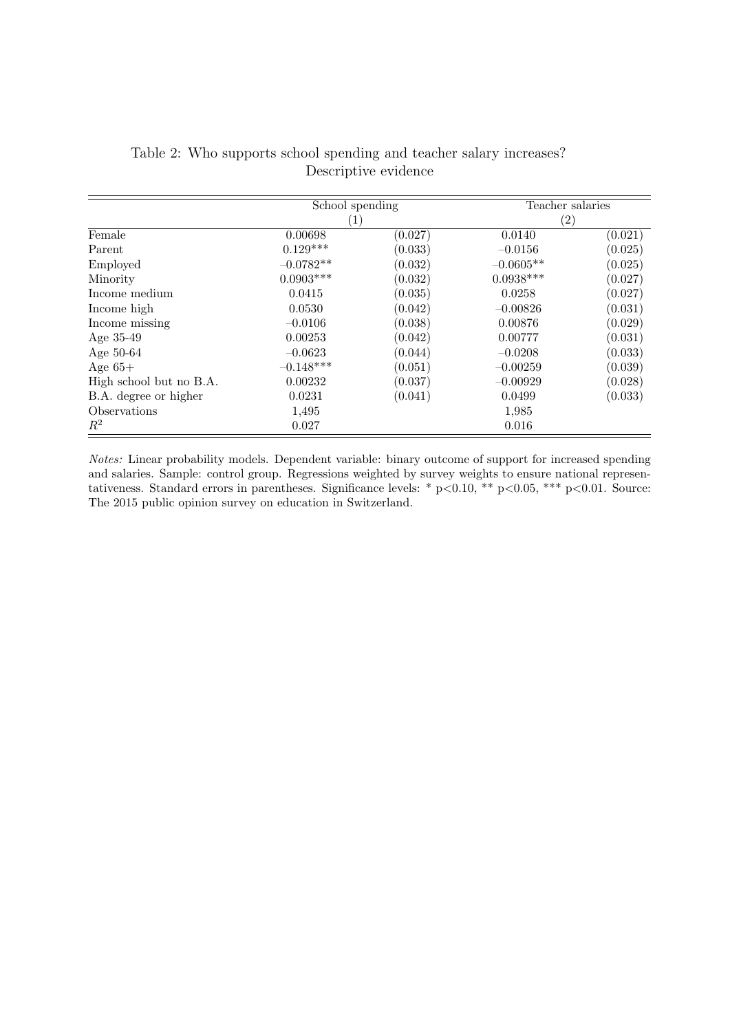Table 2: Who supports school spending and teacher salary increases? Descriptive evidence

| | School spending | | Teacher salaries | |
|---|---|---|---|---|
| | (1) | | (2) | |
| Female | 0.00698 | (0.027) | 0.0140 | (0.021) |
| Parent | 0.129*** | (0.033) | −0.0156 | (0.025) |
| Employed | −0.0782** | (0.032) | −0.0605** | (0.025) |
| Minority | 0.0903*** | (0.032) | 0.0938*** | (0.027) |
| Income medium | 0.0415 | (0.035) | 0.0258 | (0.027) |
| Income high | 0.0530 | (0.042) | −0.00826 | (0.031) |
| Income missing | −0.0106 | (0.038) | 0.00876 | (0.029) |
| Age 35-49 | 0.00253 | (0.042) | 0.00777 | (0.031) |
| Age 50-64 | −0.0623 | (0.044) | −0.0208 | (0.033) |
| Age 65+ | −0.148*** | (0.051) | −0.00259 | (0.039) |
| High school but no B.A. | 0.00232 | (0.037) | −0.00929 | (0.028) |
| B.A. degree or higher | 0.0231 | (0.041) | 0.0499 | (0.033) |
| Observations | 1,495 | | 1,985 | |
| $R^2$ | 0.027 | | 0.016 | |

*Notes:* Linear probability models. Dependent variable: binary outcome of support for increased spending and salaries. Sample: control group. Regressions weighted by survey weights to ensure national representativeness. Standard errors in parentheses. Significance levels: * p<0.10, ** p<0.05, *** p<0.01. Source: The 2015 public opinion survey on education in Switzerland.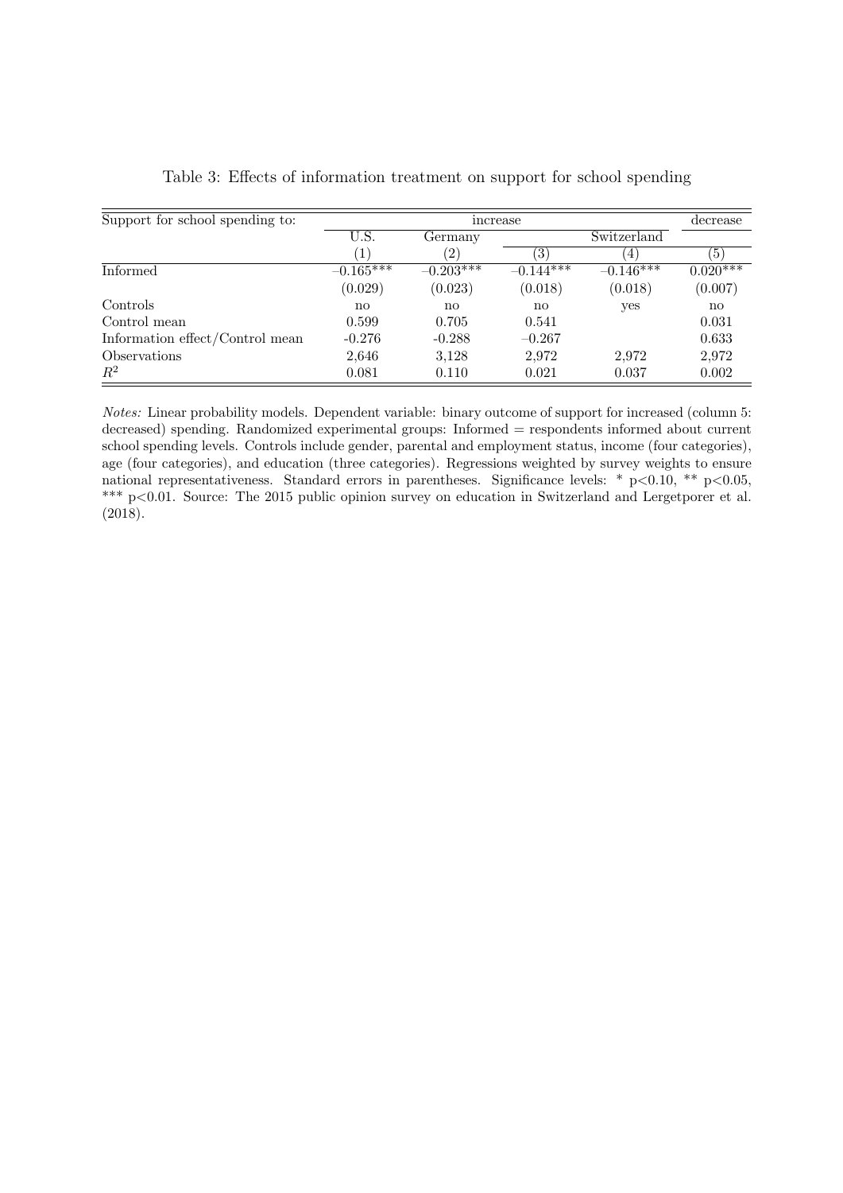Table 3: Effects of information treatment on support for school spending

| Support for school spending to: | increase | | | | decrease |
|---|---|---|---|---|---|
| | U.S. | Germany | Switzerland | | |
| | (1) | (2) | (3) | (4) | (5) |
| Informed | −0.165*** | −0.203*** | −0.144*** | −0.146*** | 0.020*** |
| | (0.029) | (0.023) | (0.018) | (0.018) | (0.007) |
| Controls | no | no | no | yes | no |
| Control mean | 0.599 | 0.705 | 0.541 | | 0.031 |
| Information effect/Control mean | -0.276 | -0.288 | −0.267 | | 0.633 |
| Observations | 2,646 | 3,128 | 2,972 | 2,972 | 2,972 |
| $R^2$ | 0.081 | 0.110 | 0.021 | 0.037 | 0.002 |

*Notes:* Linear probability models. Dependent variable: binary outcome of support for increased (column 5: decreased) spending. Randomized experimental groups: Informed = respondents informed about current school spending levels. Controls include gender, parental and employment status, income (four categories), age (four categories), and education (three categories). Regressions weighted by survey weights to ensure national representativeness. Standard errors in parentheses. Significance levels: * p<0.10, ** p<0.05, *** p<0.01. Source: The 2015 public opinion survey on education in Switzerland and Lergetporer et al. (2018).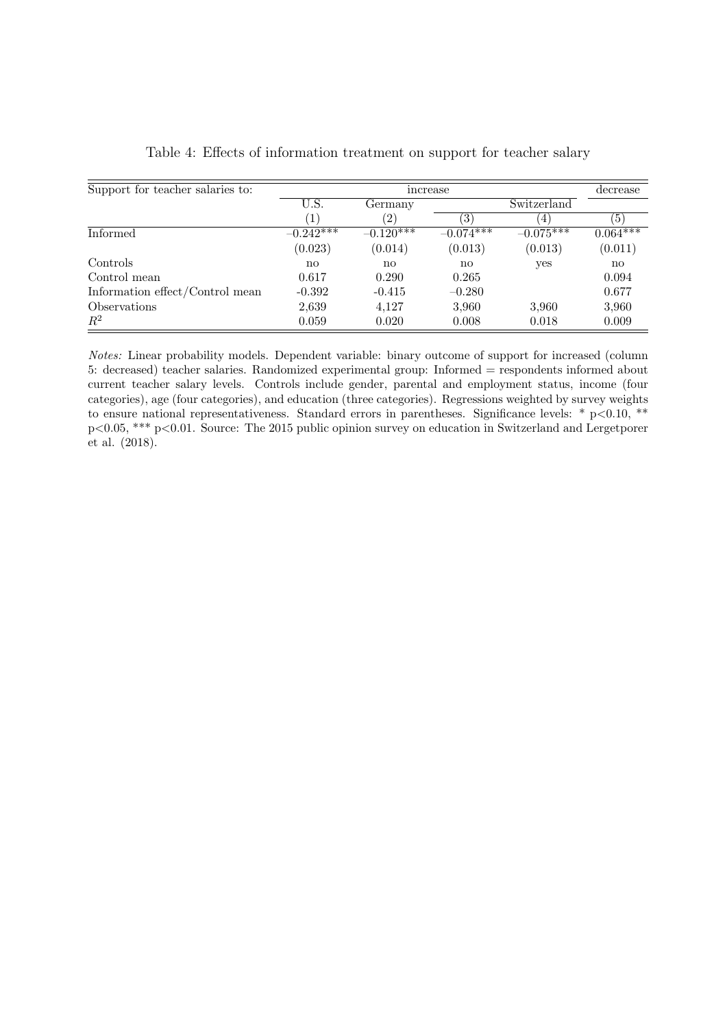Table 4: Effects of information treatment on support for teacher salary

| Support for teacher salaries to: | increase | | | | decrease |
|---|---|---|---|---|---|
| | U.S. | Germany | Switzerland | | |
| | (1) | (2) | (3) | (4) | (5) |
| Informed | −0.242*** | −0.120*** | −0.074*** | −0.075*** | 0.064*** |
| | (0.023) | (0.014) | (0.013) | (0.013) | (0.011) |
| Controls | no | no | no | yes | no |
| Control mean | 0.617 | 0.290 | 0.265 | | 0.094 |
| Information effect/Control mean | -0.392 | -0.415 | −0.280 | | 0.677 |
| Observations | 2,639 | 4,127 | 3,960 | 3,960 | 3,960 |
| $R^2$ | 0.059 | 0.020 | 0.008 | 0.018 | 0.009 |

*Notes:* Linear probability models. Dependent variable: binary outcome of support for increased (column 5: decreased) teacher salaries. Randomized experimental group: Informed = respondents informed about current teacher salary levels. Controls include gender, parental and employment status, income (four categories), age (four categories), and education (three categories). Regressions weighted by survey weights to ensure national representativeness. Standard errors in parentheses. Significance levels: * $p<0.10$, ** $p<0.05$, *** $p<0.01$. Source: The 2015 public opinion survey on education in Switzerland and Lergetporer et al. (2018).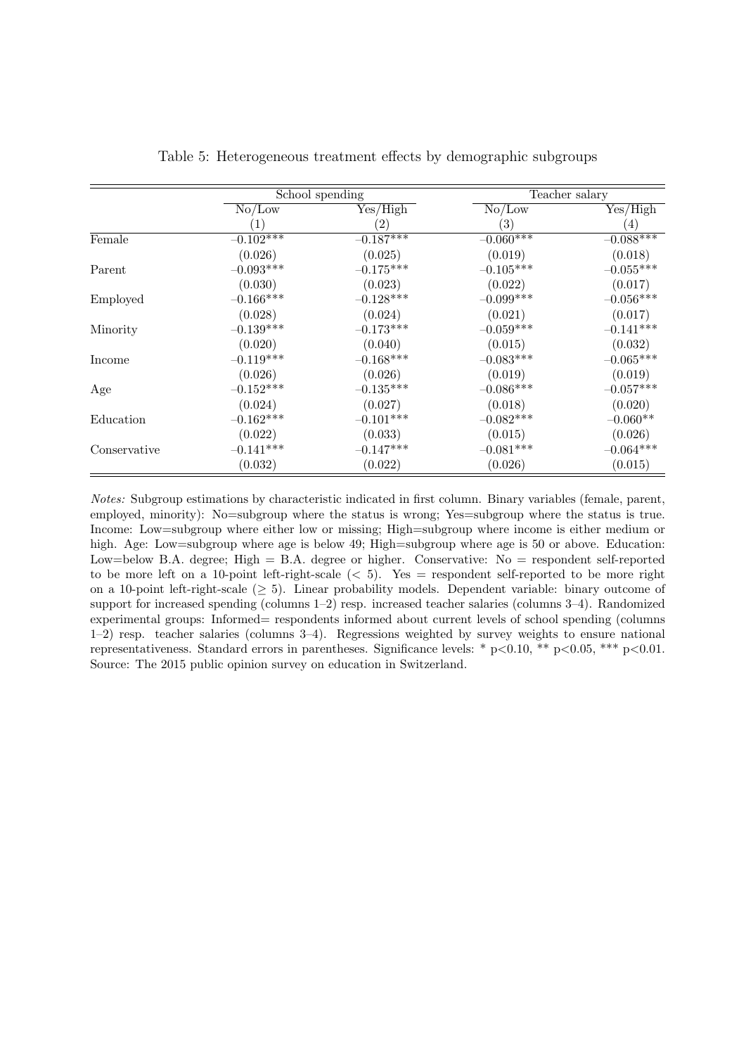Table 5: Heterogeneous treatment effects by demographic subgroups

| | School spending | | Teacher salary | |
|---|---|---|---|---|
| | No/Low | Yes/High | No/Low | Yes/High |
| | (1) | (2) | (3) | (4) |
| Female | −0.102*** | −0.187*** | −0.060*** | −0.088*** |
| | (0.026) | (0.025) | (0.019) | (0.018) |
| Parent | −0.093*** | −0.175*** | −0.105*** | −0.055*** |
| | (0.030) | (0.023) | (0.022) | (0.017) |
| Employed | −0.166*** | −0.128*** | −0.099*** | −0.056*** |
| | (0.028) | (0.024) | (0.021) | (0.017) |
| Minority | −0.139*** | −0.173*** | −0.059*** | −0.141*** |
| | (0.020) | (0.040) | (0.015) | (0.032) |
| Income | −0.119*** | −0.168*** | −0.083*** | −0.065*** |
| | (0.026) | (0.026) | (0.019) | (0.019) |
| Age | −0.152*** | −0.135*** | −0.086*** | −0.057*** |
| | (0.024) | (0.027) | (0.018) | (0.020) |
| Education | −0.162*** | −0.101*** | −0.082*** | −0.060** |
| | (0.022) | (0.033) | (0.015) | (0.026) |
| Conservative | −0.141*** | −0.147*** | −0.081*** | −0.064*** |
| | (0.032) | (0.022) | (0.026) | (0.015) |

*Notes:* Subgroup estimations by characteristic indicated in first column. Binary variables (female, parent, employed, minority): No=subgroup where the status is wrong; Yes=subgroup where the status is true. Income: Low=subgroup where either low or missing; High=subgroup where income is either medium or high. Age: Low=subgroup where age is below 49; High=subgroup where age is 50 or above. Education: Low=below B.A. degree; High = B.A. degree or higher. Conservative: No = respondent self-reported to be more left on a 10-point left-right-scale ($< 5$). Yes = respondent self-reported to be more right on a 10-point left-right-scale ($\geq 5$). Linear probability models. Dependent variable: binary outcome of support for increased spending (columns 1–2) resp. increased teacher salaries (columns 3–4). Randomized experimental groups: Informed= respondents informed about current levels of school spending (columns 1–2) resp. teacher salaries (columns 3–4). Regressions weighted by survey weights to ensure national representativeness. Standard errors in parentheses. Significance levels: * $p<0.10$, ** $p<0.05$, *** $p<0.01$. Source: The 2015 public opinion survey on education in Switzerland.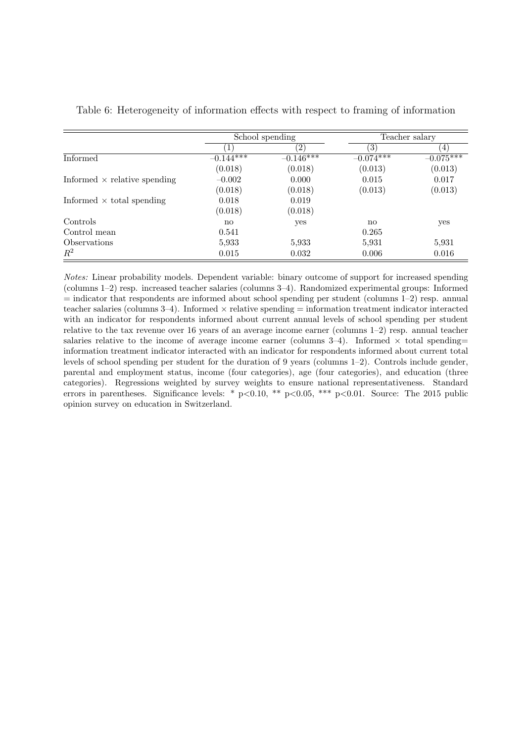Table 6: Heterogeneity of information effects with respect to framing of information

| | School spending | | Teacher salary | |
|---|---|---|---|---|
| | (1) | (2) | (3) | (4) |
| Informed | −0.144*** | −0.146*** | −0.074*** | −0.075*** |
| | (0.018) | (0.018) | (0.013) | (0.013) |
| Informed × relative spending | −0.002 | 0.000 | 0.015 | 0.017 |
| | (0.018) | (0.018) | (0.013) | (0.013) |
| Informed × total spending | 0.018 | 0.019 | | |
| | (0.018) | (0.018) | | |
| Controls | no | yes | no | yes |
| Control mean | 0.541 | | 0.265 | |
| Observations | 5,933 | 5,933 | 5,931 | 5,931 |
| $R^2$ | 0.015 | 0.032 | 0.006 | 0.016 |

*Notes:* Linear probability models. Dependent variable: binary outcome of support for increased spending (columns 1–2) resp. increased teacher salaries (columns 3–4). Randomized experimental groups: Informed = indicator that respondents are informed about school spending per student (columns 1–2) resp. annual teacher salaries (columns 3–4). Informed × relative spending = information treatment indicator interacted with an indicator for respondents informed about current annual levels of school spending per student relative to the tax revenue over 16 years of an average income earner (columns 1–2) resp. annual teacher salaries relative to the income of average income earner (columns 3–4). Informed × total spending= information treatment indicator interacted with an indicator for respondents informed about current total levels of school spending per student for the duration of 9 years (columns 1–2). Controls include gender, parental and employment status, income (four categories), age (four categories), and education (three categories). Regressions weighted by survey weights to ensure national representativeness. Standard errors in parentheses. Significance levels: * p<0.10, ** p<0.05, *** p<0.01. Source: The 2015 public opinion survey on education in Switzerland.